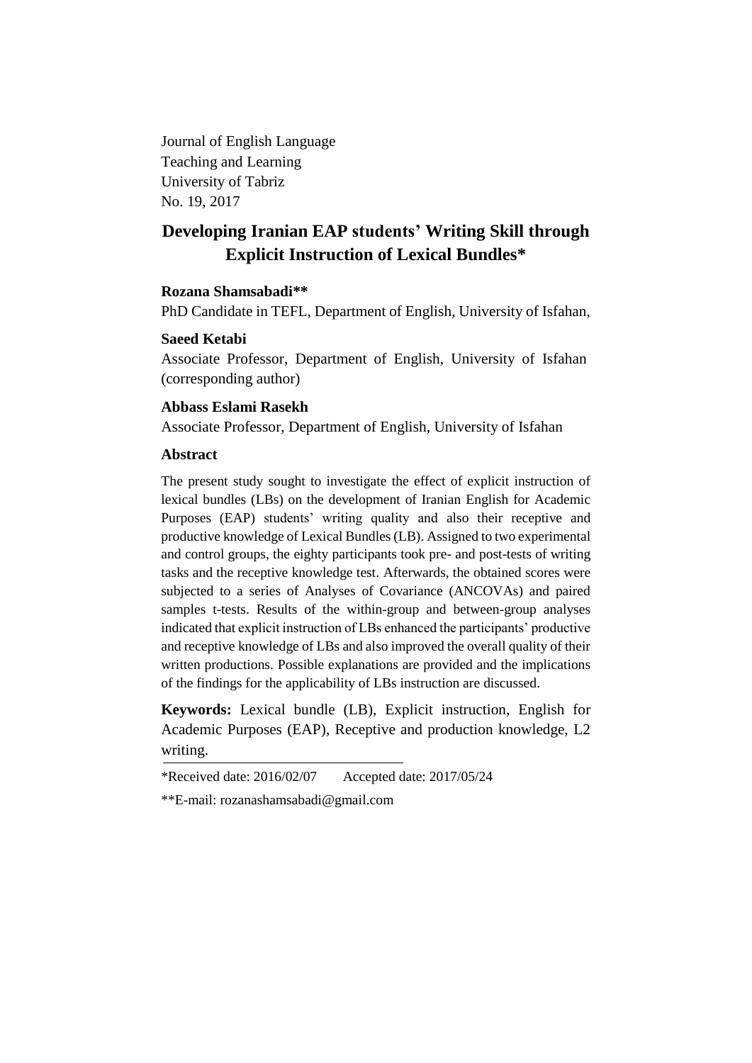Journal of English Language
Teaching and Learning
University of Tabriz
No. 19, 2017

# Developing Iranian EAP students' Writing Skill through Explicit Instruction of Lexical Bundles*

**Rozana Shamsabadi****

PhD Candidate in TEFL, Department of English, University of Isfahan,

**Saeed Ketabi**

Associate Professor, Department of English, University of Isfahan (corresponding author)

**Abbass Eslami Rasekh**

Associate Professor, Department of English, University of Isfahan

## Abstract

The present study sought to investigate the effect of explicit instruction of lexical bundles (LBs) on the development of Iranian English for Academic Purposes (EAP) students' writing quality and also their receptive and productive knowledge of Lexical Bundles (LB). Assigned to two experimental and control groups, the eighty participants took pre- and post-tests of writing tasks and the receptive knowledge test. Afterwards, the obtained scores were subjected to a series of Analyses of Covariance (ANCOVAs) and paired samples t-tests. Results of the within-group and between-group analyses indicated that explicit instruction of LBs enhanced the participants' productive and receptive knowledge of LBs and also improved the overall quality of their written productions. Possible explanations are provided and the implications of the findings for the applicability of LBs instruction are discussed.

**Keywords:** Lexical bundle (LB), Explicit instruction, English for Academic Purposes (EAP), Receptive and production knowledge, L2 writing.

---

*Received date: 2016/02/07 Accepted date: 2017/05/24

**E-mail: rozanashamsabadi@gmail.com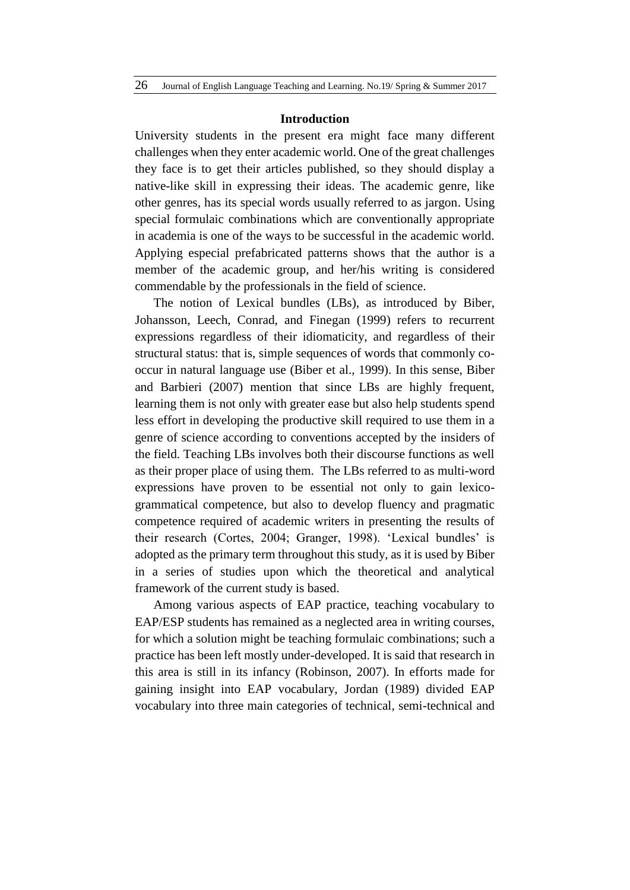## Introduction

University students in the present era might face many different challenges when they enter academic world. One of the great challenges they face is to get their articles published, so they should display a native-like skill in expressing their ideas. The academic genre, like other genres, has its special words usually referred to as jargon. Using special formulaic combinations which are conventionally appropriate in academia is one of the ways to be successful in the academic world. Applying especial prefabricated patterns shows that the author is a member of the academic group, and her/his writing is considered commendable by the professionals in the field of science.

The notion of Lexical bundles (LBs), as introduced by Biber, Johansson, Leech, Conrad, and Finegan (1999) refers to recurrent expressions regardless of their idiomaticity, and regardless of their structural status: that is, simple sequences of words that commonly co-occur in natural language use (Biber et al., 1999). In this sense, Biber and Barbieri (2007) mention that since LBs are highly frequent, learning them is not only with greater ease but also help students spend less effort in developing the productive skill required to use them in a genre of science according to conventions accepted by the insiders of the field. Teaching LBs involves both their discourse functions as well as their proper place of using them. The LBs referred to as multi-word expressions have proven to be essential not only to gain lexico-grammatical competence, but also to develop fluency and pragmatic competence required of academic writers in presenting the results of their research (Cortes, 2004; Granger, 1998). 'Lexical bundles' is adopted as the primary term throughout this study, as it is used by Biber in a series of studies upon which the theoretical and analytical framework of the current study is based.

Among various aspects of EAP practice, teaching vocabulary to EAP/ESP students has remained as a neglected area in writing courses, for which a solution might be teaching formulaic combinations; such a practice has been left mostly under-developed. It is said that research in this area is still in its infancy (Robinson, 2007). In efforts made for gaining insight into EAP vocabulary, Jordan (1989) divided EAP vocabulary into three main categories of technical, semi-technical and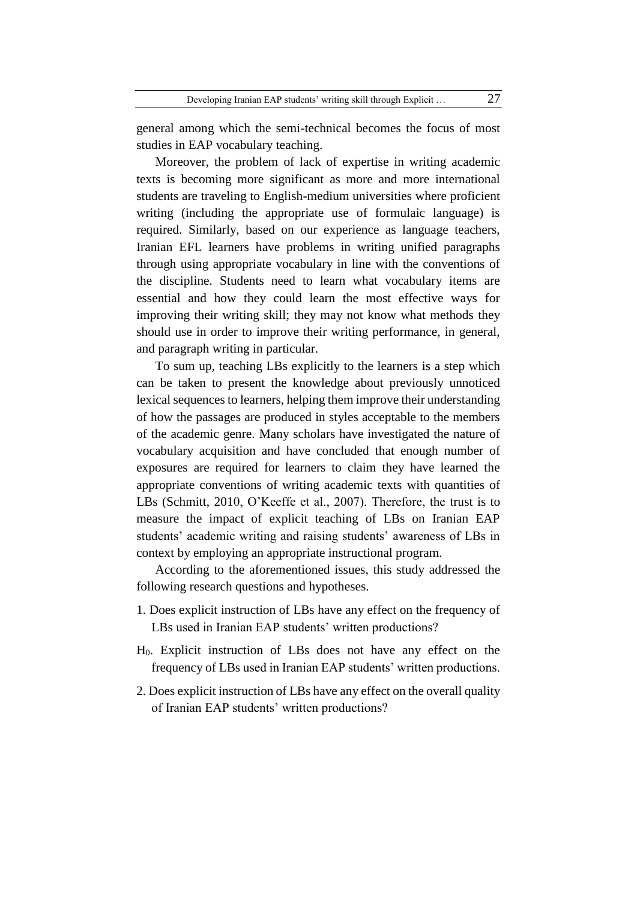general among which the semi-technical becomes the focus of most studies in EAP vocabulary teaching.

Moreover, the problem of lack of expertise in writing academic texts is becoming more significant as more and more international students are traveling to English-medium universities where proficient writing (including the appropriate use of formulaic language) is required. Similarly, based on our experience as language teachers, Iranian EFL learners have problems in writing unified paragraphs through using appropriate vocabulary in line with the conventions of the discipline. Students need to learn what vocabulary items are essential and how they could learn the most effective ways for improving their writing skill; they may not know what methods they should use in order to improve their writing performance, in general, and paragraph writing in particular.

To sum up, teaching LBs explicitly to the learners is a step which can be taken to present the knowledge about previously unnoticed lexical sequences to learners, helping them improve their understanding of how the passages are produced in styles acceptable to the members of the academic genre. Many scholars have investigated the nature of vocabulary acquisition and have concluded that enough number of exposures are required for learners to claim they have learned the appropriate conventions of writing academic texts with quantities of LBs (Schmitt, 2010, O'Keeffe et al., 2007). Therefore, the trust is to measure the impact of explicit teaching of LBs on Iranian EAP students' academic writing and raising students' awareness of LBs in context by employing an appropriate instructional program.

According to the aforementioned issues, this study addressed the following research questions and hypotheses.

1. Does explicit instruction of LBs have any effect on the frequency of LBs used in Iranian EAP students' written productions?

$H_0$. Explicit instruction of LBs does not have any effect on the frequency of LBs used in Iranian EAP students' written productions.

2. Does explicit instruction of LBs have any effect on the overall quality of Iranian EAP students' written productions?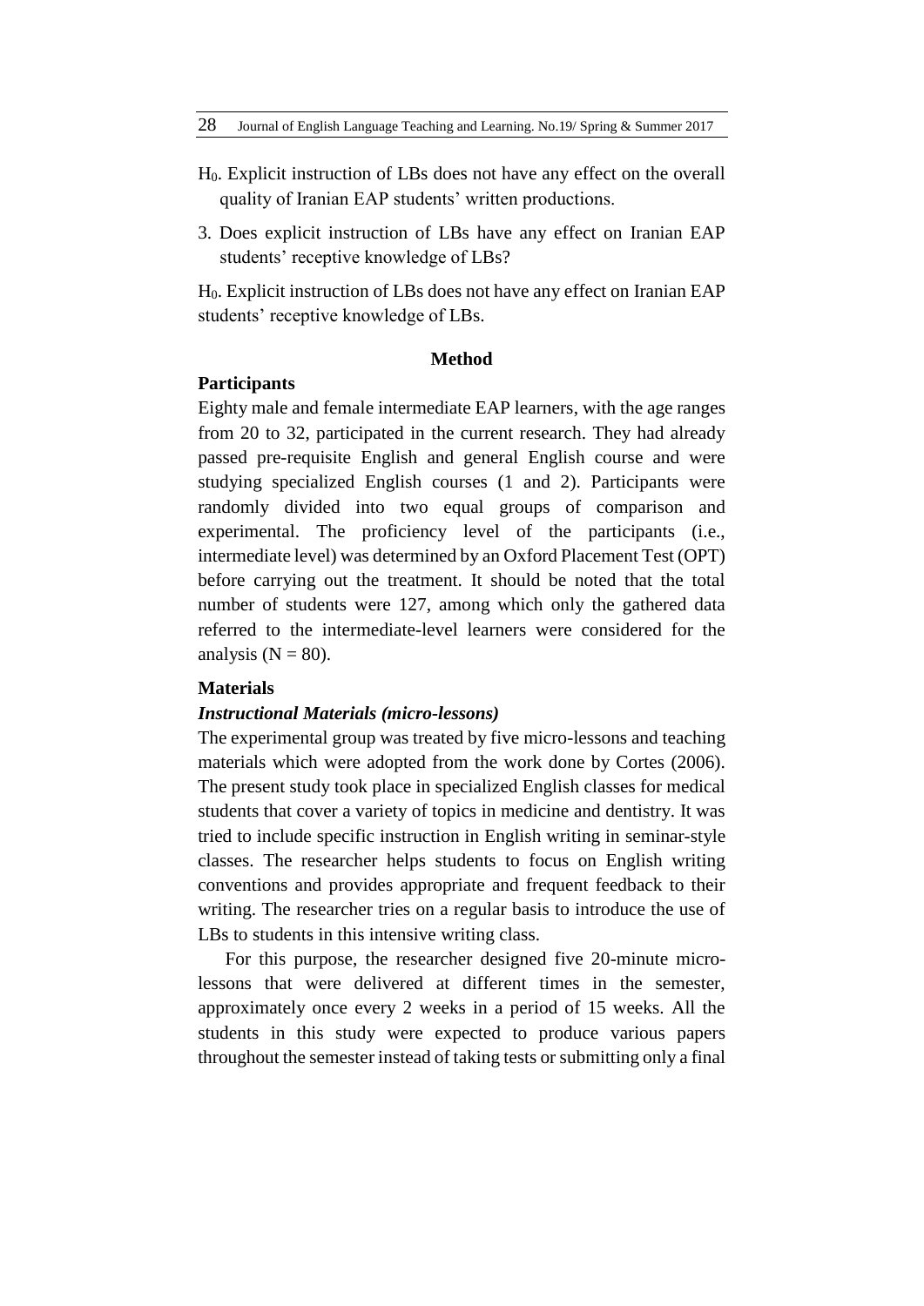$H_0$. Explicit instruction of LBs does not have any effect on the overall quality of Iranian EAP students' written productions.

3. Does explicit instruction of LBs have any effect on Iranian EAP students' receptive knowledge of LBs?

$H_0$. Explicit instruction of LBs does not have any effect on Iranian EAP students' receptive knowledge of LBs.

## Method

### Participants

Eighty male and female intermediate EAP learners, with the age ranges from 20 to 32, participated in the current research. They had already passed pre-requisite English and general English course and were studying specialized English courses (1 and 2). Participants were randomly divided into two equal groups of comparison and experimental. The proficiency level of the participants (i.e., intermediate level) was determined by an Oxford Placement Test (OPT) before carrying out the treatment. It should be noted that the total number of students were 127, among which only the gathered data referred to the intermediate-level learners were considered for the analysis (N = 80).

### Materials

#### *Instructional Materials (micro-lessons)*

The experimental group was treated by five micro-lessons and teaching materials which were adopted from the work done by Cortes (2006). The present study took place in specialized English classes for medical students that cover a variety of topics in medicine and dentistry. It was tried to include specific instruction in English writing in seminar-style classes. The researcher helps students to focus on English writing conventions and provides appropriate and frequent feedback to their writing. The researcher tries on a regular basis to introduce the use of LBs to students in this intensive writing class.

For this purpose, the researcher designed five 20-minute micro-lessons that were delivered at different times in the semester, approximately once every 2 weeks in a period of 15 weeks. All the students in this study were expected to produce various papers throughout the semester instead of taking tests or submitting only a final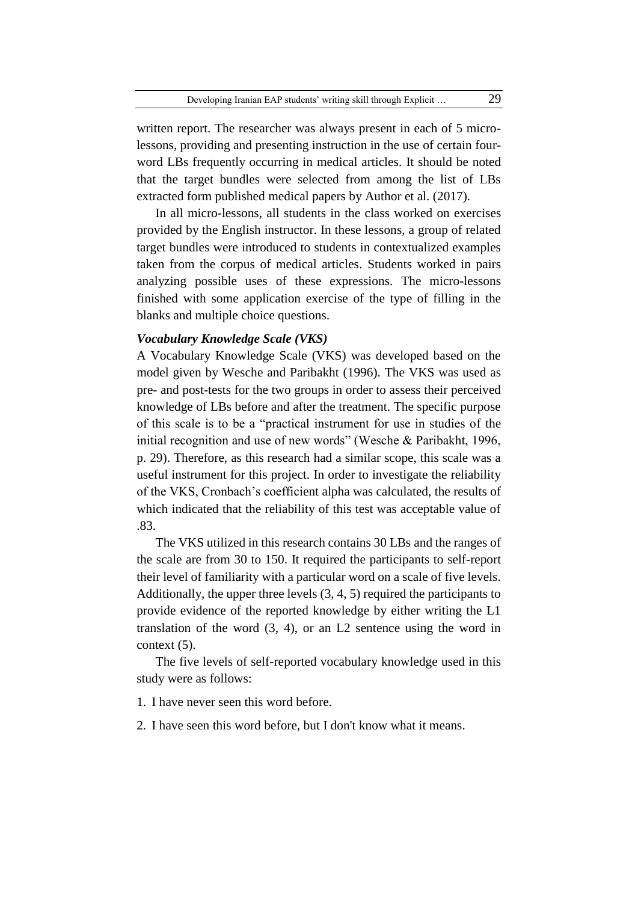written report. The researcher was always present in each of 5 micro-lessons, providing and presenting instruction in the use of certain four-word LBs frequently occurring in medical articles. It should be noted that the target bundles were selected from among the list of LBs extracted form published medical papers by Author et al. (2017).

In all micro-lessons, all students in the class worked on exercises provided by the English instructor. In these lessons, a group of related target bundles were introduced to students in contextualized examples taken from the corpus of medical articles. Students worked in pairs analyzing possible uses of these expressions. The micro-lessons finished with some application exercise of the type of filling in the blanks and multiple choice questions.

***Vocabulary Knowledge Scale (VKS)***

A Vocabulary Knowledge Scale (VKS) was developed based on the model given by Wesche and Paribakht (1996). The VKS was used as pre- and post-tests for the two groups in order to assess their perceived knowledge of LBs before and after the treatment. The specific purpose of this scale is to be a "practical instrument for use in studies of the initial recognition and use of new words" (Wesche & Paribakht, 1996, p. 29). Therefore, as this research had a similar scope, this scale was a useful instrument for this project. In order to investigate the reliability of the VKS, Cronbach's coefficient alpha was calculated, the results of which indicated that the reliability of this test was acceptable value of .83.

The VKS utilized in this research contains 30 LBs and the ranges of the scale are from 30 to 150. It required the participants to self-report their level of familiarity with a particular word on a scale of five levels. Additionally, the upper three levels (3, 4, 5) required the participants to provide evidence of the reported knowledge by either writing the L1 translation of the word (3, 4), or an L2 sentence using the word in context (5).

The five levels of self-reported vocabulary knowledge used in this study were as follows:

1. I have never seen this word before.
2. I have seen this word before, but I don't know what it means.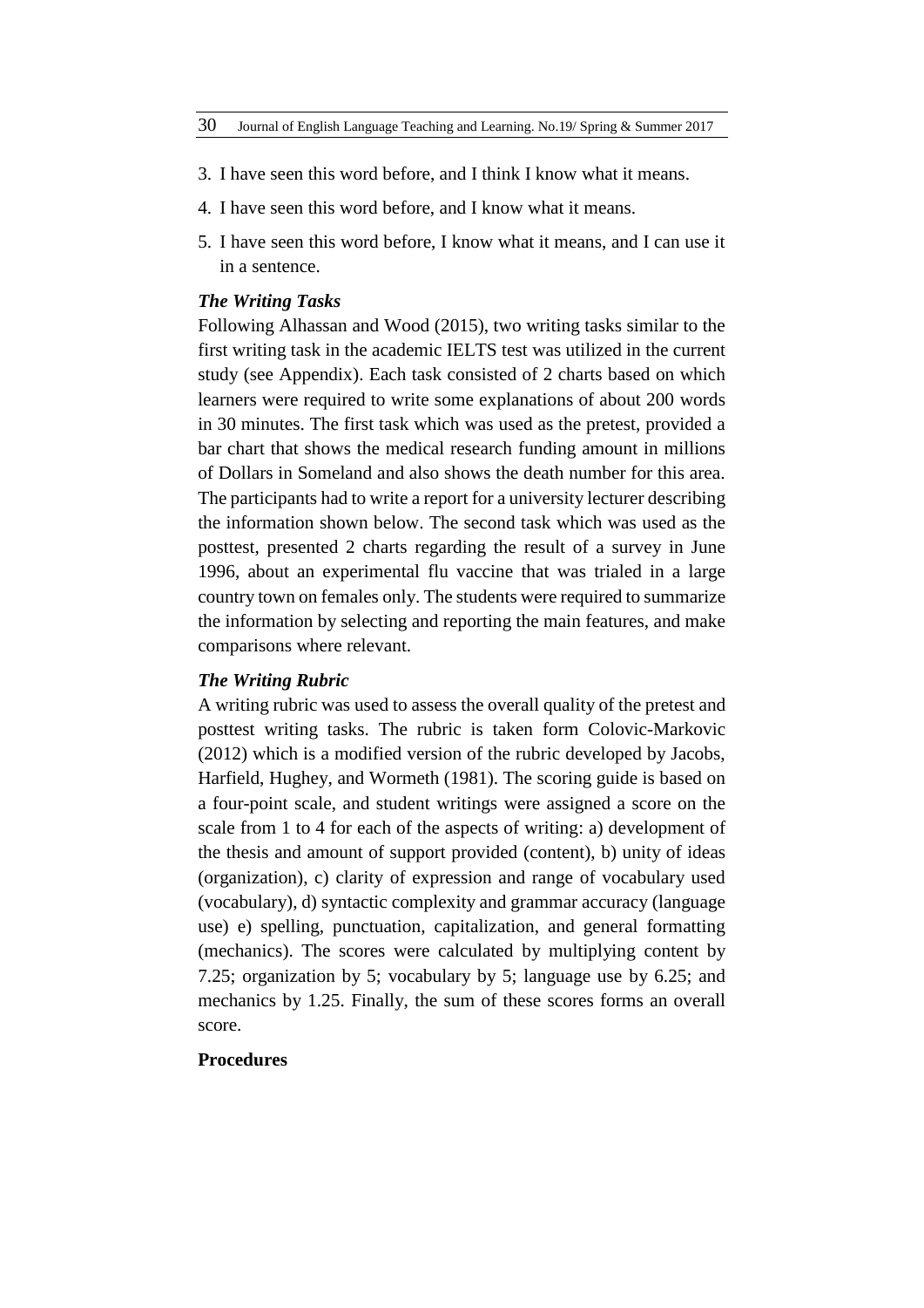3. I have seen this word before, and I think I know what it means.
4. I have seen this word before, and I know what it means.
5. I have seen this word before, I know what it means, and I can use it in a sentence.

***The Writing Tasks***

Following Alhassan and Wood (2015), two writing tasks similar to the first writing task in the academic IELTS test was utilized in the current study (see Appendix). Each task consisted of 2 charts based on which learners were required to write some explanations of about 200 words in 30 minutes. The first task which was used as the pretest, provided a bar chart that shows the medical research funding amount in millions of Dollars in Someland and also shows the death number for this area. The participants had to write a report for a university lecturer describing the information shown below. The second task which was used as the posttest, presented 2 charts regarding the result of a survey in June 1996, about an experimental flu vaccine that was trialed in a large country town on females only. The students were required to summarize the information by selecting and reporting the main features, and make comparisons where relevant.

***The Writing Rubric***

A writing rubric was used to assess the overall quality of the pretest and posttest writing tasks. The rubric is taken form Colovic-Markovic (2012) which is a modified version of the rubric developed by Jacobs, Harfield, Hughey, and Wormeth (1981). The scoring guide is based on a four-point scale, and student writings were assigned a score on the scale from 1 to 4 for each of the aspects of writing: a) development of the thesis and amount of support provided (content), b) unity of ideas (organization), c) clarity of expression and range of vocabulary used (vocabulary), d) syntactic complexity and grammar accuracy (language use) e) spelling, punctuation, capitalization, and general formatting (mechanics). The scores were calculated by multiplying content by 7.25; organization by 5; vocabulary by 5; language use by 6.25; and mechanics by 1.25. Finally, the sum of these scores forms an overall score.

**Procedures**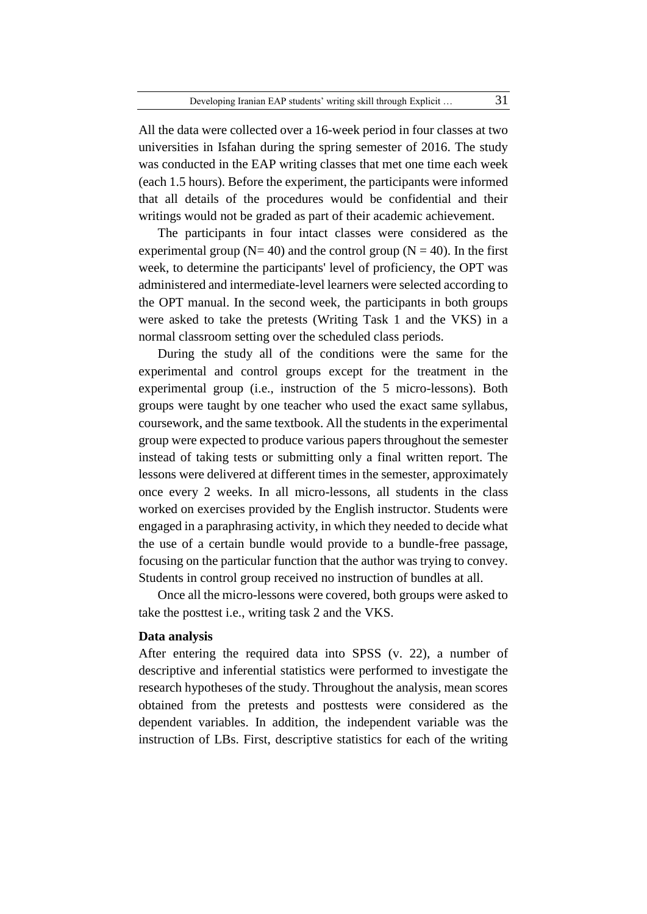All the data were collected over a 16-week period in four classes at two universities in Isfahan during the spring semester of 2016. The study was conducted in the EAP writing classes that met one time each week (each 1.5 hours). Before the experiment, the participants were informed that all details of the procedures would be confidential and their writings would not be graded as part of their academic achievement.

The participants in four intact classes were considered as the experimental group (N= 40) and the control group (N = 40). In the first week, to determine the participants' level of proficiency, the OPT was administered and intermediate-level learners were selected according to the OPT manual. In the second week, the participants in both groups were asked to take the pretests (Writing Task 1 and the VKS) in a normal classroom setting over the scheduled class periods.

During the study all of the conditions were the same for the experimental and control groups except for the treatment in the experimental group (i.e., instruction of the 5 micro-lessons). Both groups were taught by one teacher who used the exact same syllabus, coursework, and the same textbook. All the students in the experimental group were expected to produce various papers throughout the semester instead of taking tests or submitting only a final written report. The lessons were delivered at different times in the semester, approximately once every 2 weeks. In all micro-lessons, all students in the class worked on exercises provided by the English instructor. Students were engaged in a paraphrasing activity, in which they needed to decide what the use of a certain bundle would provide to a bundle-free passage, focusing on the particular function that the author was trying to convey. Students in control group received no instruction of bundles at all.

Once all the micro-lessons were covered, both groups were asked to take the posttest i.e., writing task 2 and the VKS.

**Data analysis**

After entering the required data into SPSS (v. 22), a number of descriptive and inferential statistics were performed to investigate the research hypotheses of the study. Throughout the analysis, mean scores obtained from the pretests and posttests were considered as the dependent variables. In addition, the independent variable was the instruction of LBs. First, descriptive statistics for each of the writing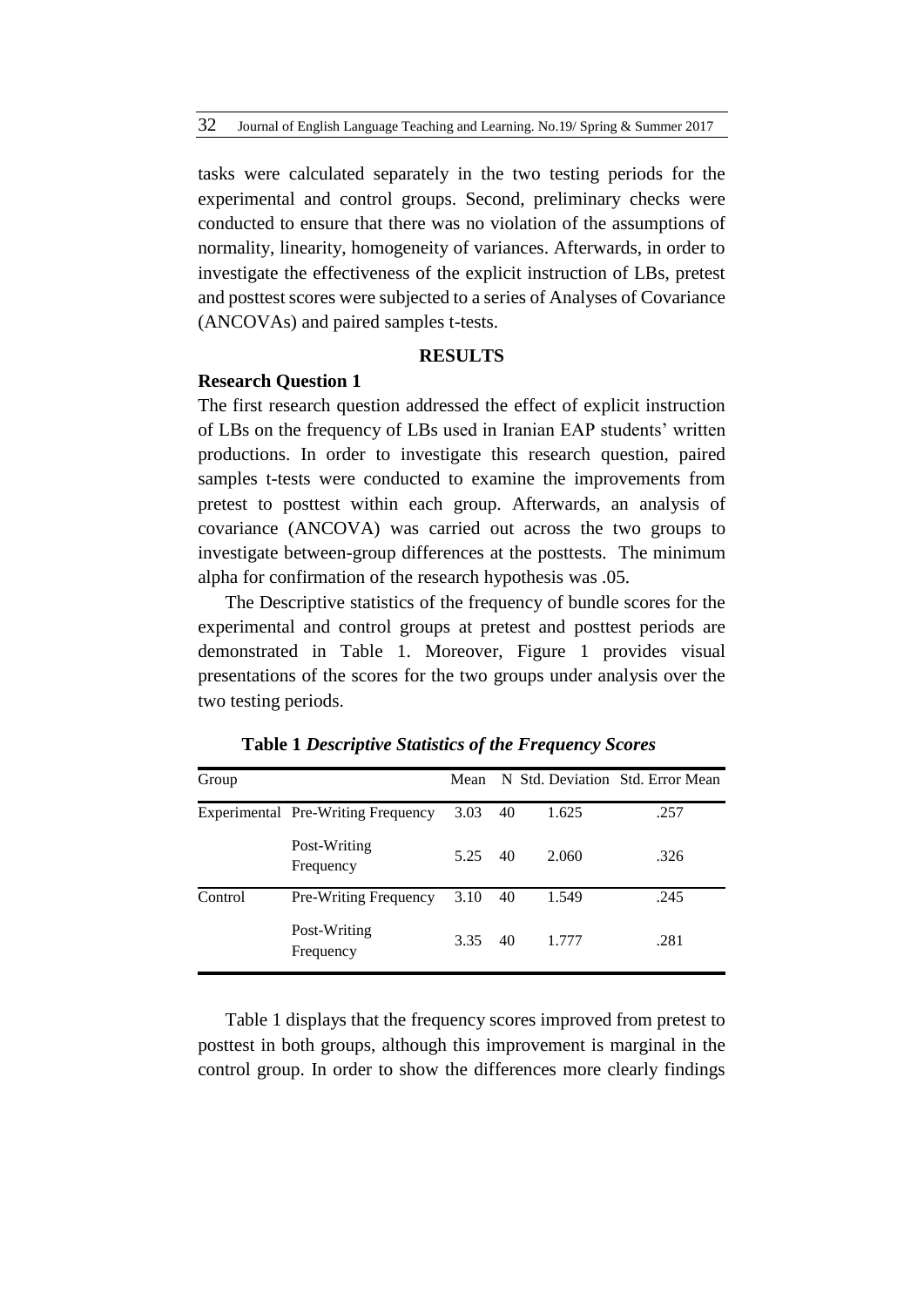tasks were calculated separately in the two testing periods for the experimental and control groups. Second, preliminary checks were conducted to ensure that there was no violation of the assumptions of normality, linearity, homogeneity of variances. Afterwards, in order to investigate the effectiveness of the explicit instruction of LBs, pretest and posttest scores were subjected to a series of Analyses of Covariance (ANCOVAs) and paired samples t-tests.

## RESULTS

### Research Question 1

The first research question addressed the effect of explicit instruction of LBs on the frequency of LBs used in Iranian EAP students' written productions. In order to investigate this research question, paired samples t-tests were conducted to examine the improvements from pretest to posttest within each group. Afterwards, an analysis of covariance (ANCOVA) was carried out across the two groups to investigate between-group differences at the posttests. The minimum alpha for confirmation of the research hypothesis was .05.

The Descriptive statistics of the frequency of bundle scores for the experimental and control groups at pretest and posttest periods are demonstrated in Table 1. Moreover, Figure 1 provides visual presentations of the scores for the two groups under analysis over the two testing periods.

**Table 1** ***Descriptive Statistics of the Frequency Scores***

| Group | | Mean | N | Std. Deviation | Std. Error Mean |
|---|---|---|---|---|---|
| Experimental | Pre-Writing Frequency | 3.03 | 40 | 1.625 | .257 |
| | Post-Writing Frequency | 5.25 | 40 | 2.060 | .326 |
| Control | Pre-Writing Frequency | 3.10 | 40 | 1.549 | .245 |
| | Post-Writing Frequency | 3.35 | 40 | 1.777 | .281 |

Table 1 displays that the frequency scores improved from pretest to posttest in both groups, although this improvement is marginal in the control group. In order to show the differences more clearly findings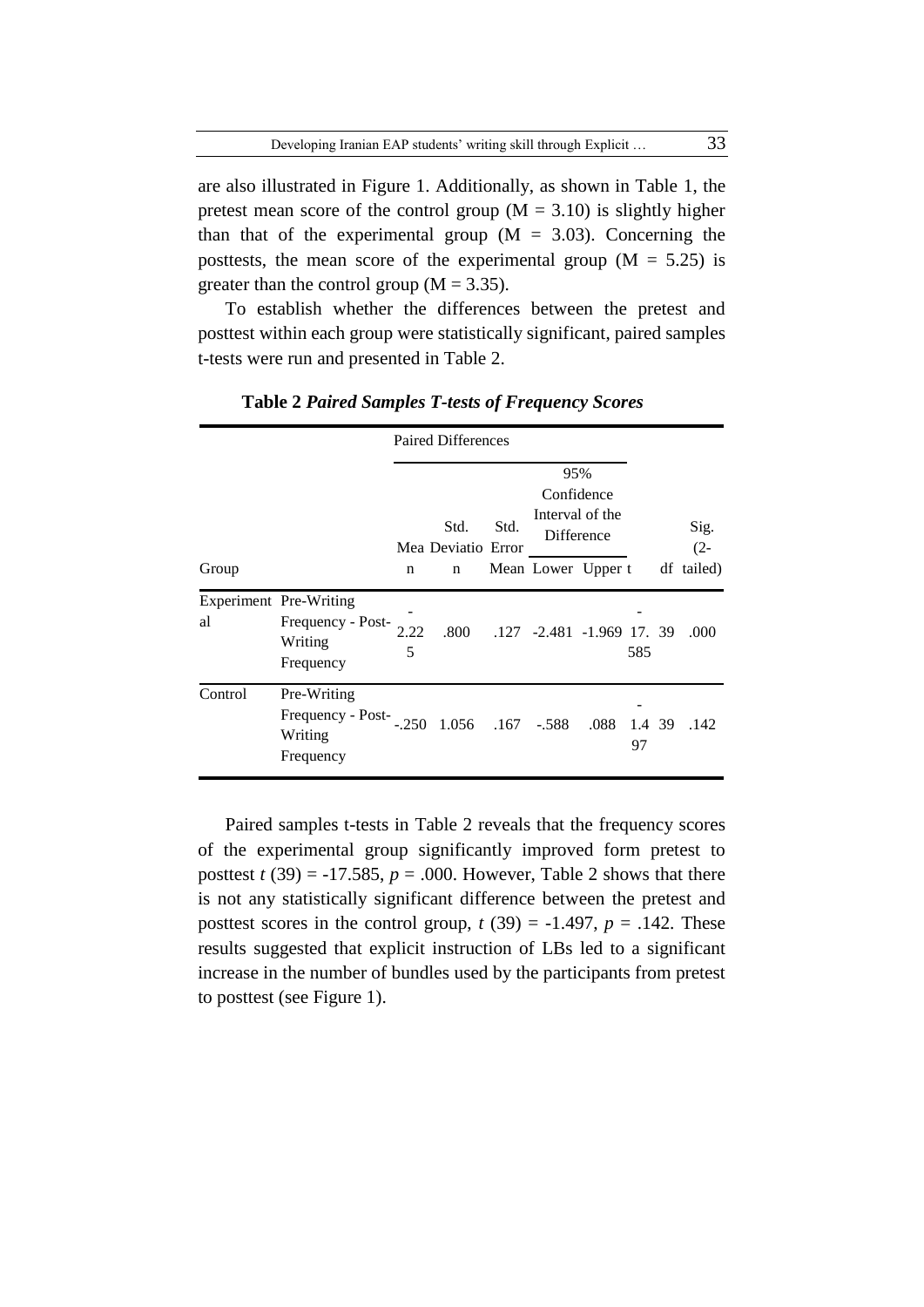are also illustrated in Figure 1. Additionally, as shown in Table 1, the pretest mean score of the control group (M = 3.10) is slightly higher than that of the experimental group (M = 3.03). Concerning the posttests, the mean score of the experimental group (M = 5.25) is greater than the control group (M = 3.35).

To establish whether the differences between the pretest and posttest within each group were statistically significant, paired samples t-tests were run and presented in Table 2.

**Table 2** ***Paired Samples T-tests of Frequency Scores***

| Group | | Paired Differences | | | | | t | df | Sig. (2-tailed) |
|---|---|---|---|---|---|---|---|---|---|
| | | Mean | Std. Deviation | Std. Error Mean | 95% Confidence Interval of the Difference | | | | |
| | | | | | Lower | Upper | | | |
| Experimental | Pre-Writing Frequency - Post-Writing Frequency | -2.225 | .800 | .127 | -2.481 | -1.969 | -17.585 | 39 | .000 |
| Control | Pre-Writing Frequency - Post-Writing Frequency | -.250 | 1.056 | .167 | -.588 | .088 | -1.497 | 39 | .142 |

Paired samples t-tests in Table 2 reveals that the frequency scores of the experimental group significantly improved form pretest to posttest $t$ (39) = -17.585, $p$ = .000. However, Table 2 shows that there is not any statistically significant difference between the pretest and posttest scores in the control group, $t$ (39) = -1.497, $p$ = .142. These results suggested that explicit instruction of LBs led to a significant increase in the number of bundles used by the participants from pretest to posttest (see Figure 1).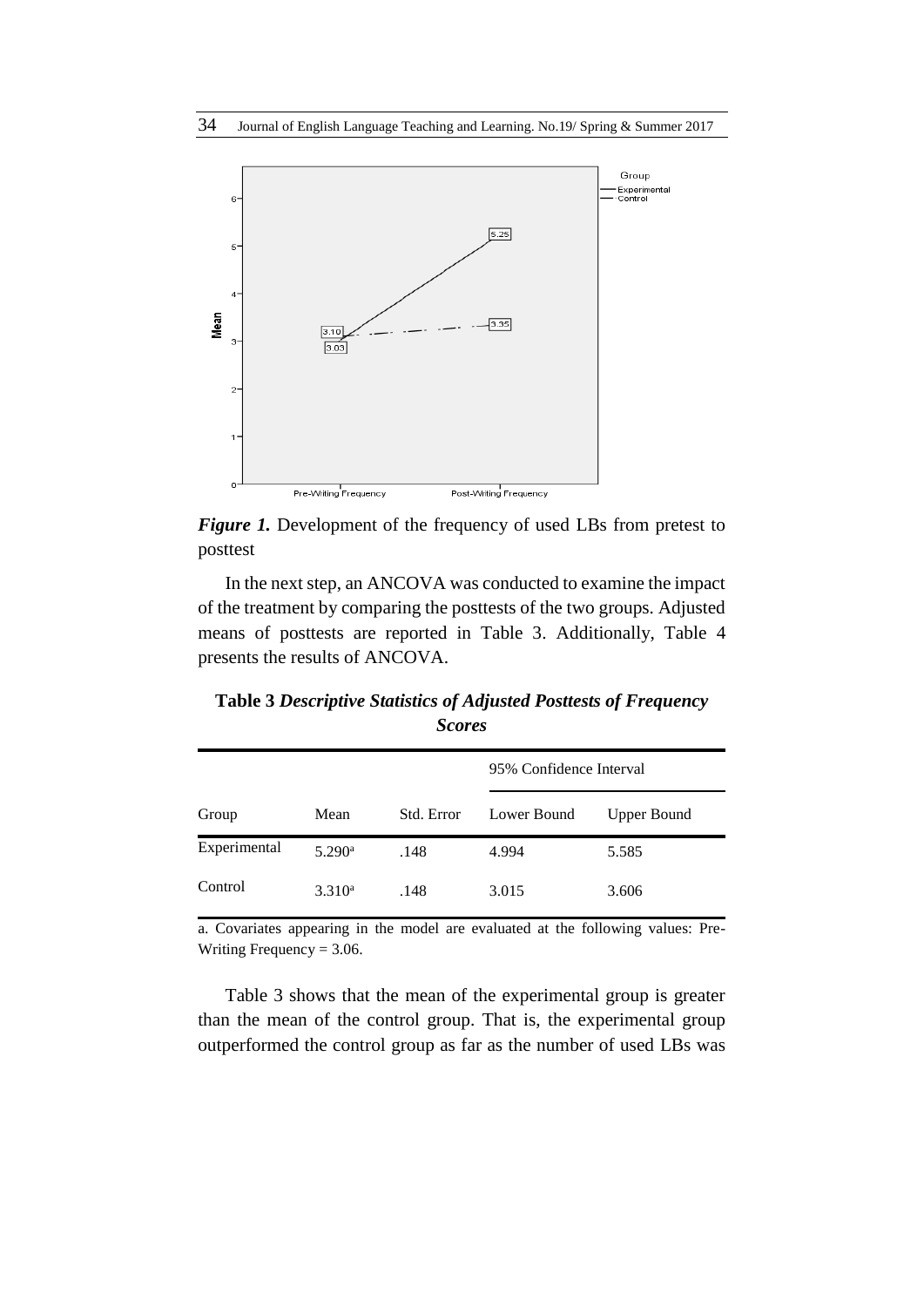*Figure 1.* Development of the frequency of used LBs from pretest to posttest

In the next step, an ANCOVA was conducted to examine the impact of the treatment by comparing the posttests of the two groups. Adjusted means of posttests are reported in Table 3. Additionally, Table 4 presents the results of ANCOVA.

**Table 3** ***Descriptive Statistics of Adjusted Posttests of Frequency Scores***

| | | | 95% Confidence Interval | |
|---|---|---|---|---|
| Group | Mean | Std. Error | Lower Bound | Upper Bound |
| Experimental | 5.290[a] | .148 | 4.994 | 5.585 |
| Control | 3.310[a] | .148 | 3.015 | 3.606 |

a. Covariates appearing in the model are evaluated at the following values: Pre-Writing Frequency = 3.06.

Table 3 shows that the mean of the experimental group is greater than the mean of the control group. That is, the experimental group outperformed the control group as far as the number of used LBs was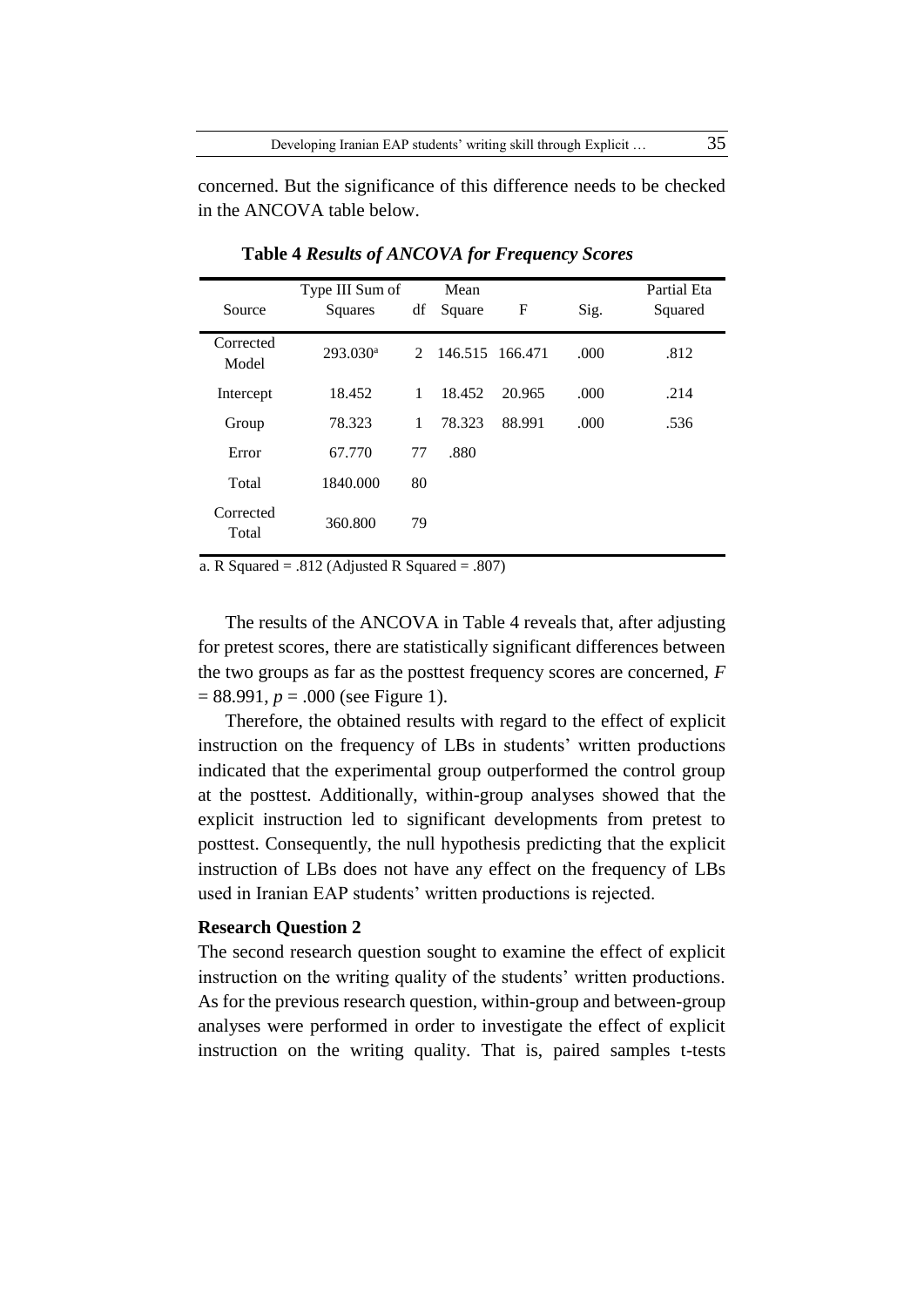concerned. But the significance of this difference needs to be checked in the ANCOVA table below.

**Table 4** ***Results of ANCOVA for Frequency Scores***

| Source | Type III Sum of Squares | df | Mean Square | F | Sig. | Partial Eta Squared |
|---|---|---|---|---|---|---|
| Corrected Model | 293.030[a] | 2 | 146.515 | 166.471 | .000 | .812 |
| Intercept | 18.452 | 1 | 18.452 | 20.965 | .000 | .214 |
| Group | 78.323 | 1 | 78.323 | 88.991 | .000 | .536 |
| Error | 67.770 | 77 | .880 | | | |
| Total | 1840.000 | 80 | | | | |
| Corrected Total | 360.800 | 79 | | | | |

a. R Squared = .812 (Adjusted R Squared = .807)

The results of the ANCOVA in Table 4 reveals that, after adjusting for pretest scores, there are statistically significant differences between the two groups as far as the posttest frequency scores are concerned, $F = 88.991$, $p = .000$ (see Figure 1).

Therefore, the obtained results with regard to the effect of explicit instruction on the frequency of LBs in students' written productions indicated that the experimental group outperformed the control group at the posttest. Additionally, within-group analyses showed that the explicit instruction led to significant developments from pretest to posttest. Consequently, the null hypothesis predicting that the explicit instruction of LBs does not have any effect on the frequency of LBs used in Iranian EAP students' written productions is rejected.

**Research Question 2**

The second research question sought to examine the effect of explicit instruction on the writing quality of the students' written productions. As for the previous research question, within-group and between-group analyses were performed in order to investigate the effect of explicit instruction on the writing quality. That is, paired samples t-tests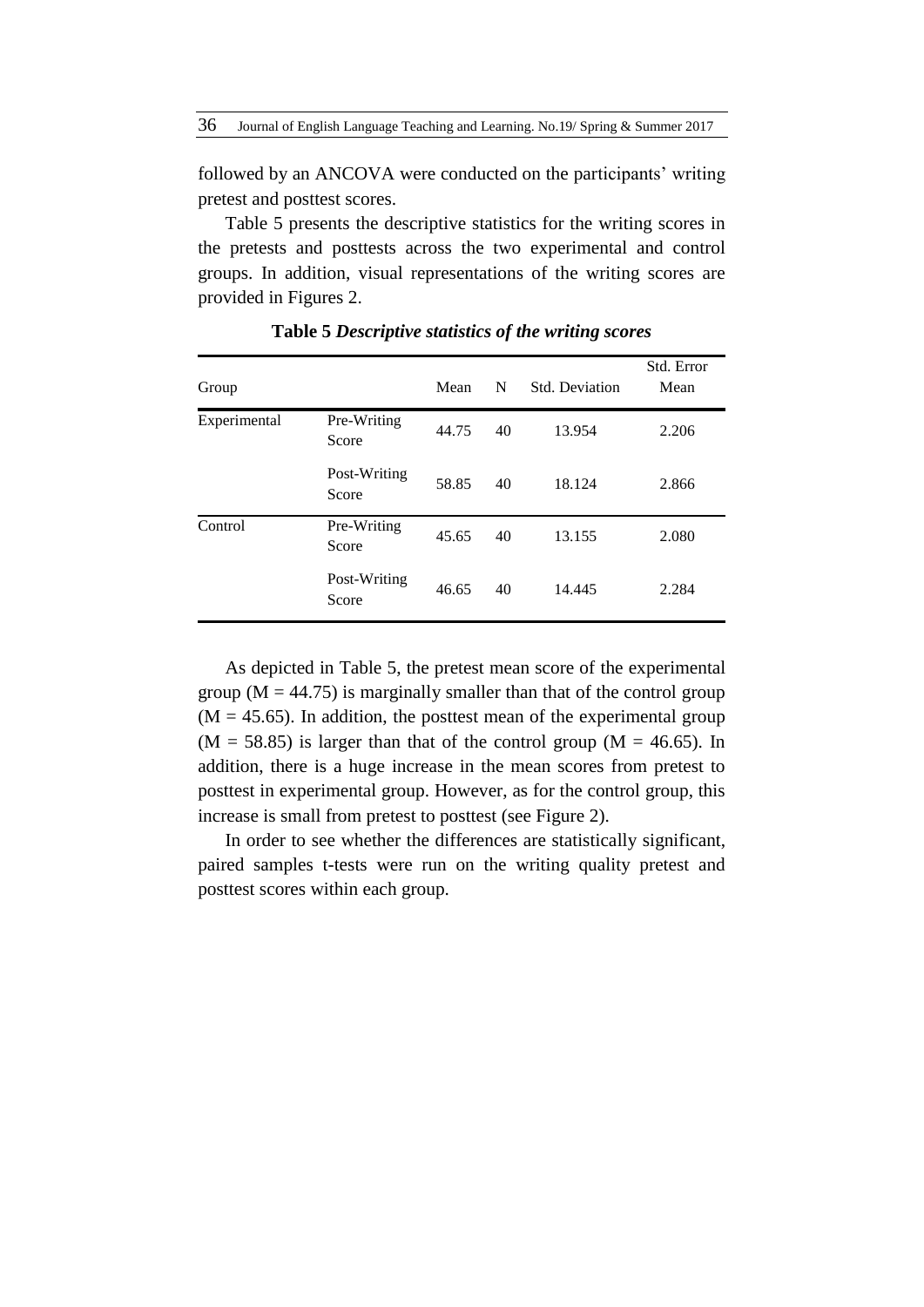followed by an ANCOVA were conducted on the participants' writing pretest and posttest scores.

Table 5 presents the descriptive statistics for the writing scores in the pretests and posttests across the two experimental and control groups. In addition, visual representations of the writing scores are provided in Figures 2.

**Table 5** ***Descriptive statistics of the writing scores***

| Group | | Mean | N | Std. Deviation | Std. Error Mean |
|---|---|---|---|---|---|
| Experimental | Pre-Writing Score | 44.75 | 40 | 13.954 | 2.206 |
| | Post-Writing Score | 58.85 | 40 | 18.124 | 2.866 |
| Control | Pre-Writing Score | 45.65 | 40 | 13.155 | 2.080 |
| | Post-Writing Score | 46.65 | 40 | 14.445 | 2.284 |

As depicted in Table 5, the pretest mean score of the experimental group (M = 44.75) is marginally smaller than that of the control group (M = 45.65). In addition, the posttest mean of the experimental group (M = 58.85) is larger than that of the control group (M = 46.65). In addition, there is a huge increase in the mean scores from pretest to posttest in experimental group. However, as for the control group, this increase is small from pretest to posttest (see Figure 2).

In order to see whether the differences are statistically significant, paired samples t-tests were run on the writing quality pretest and posttest scores within each group.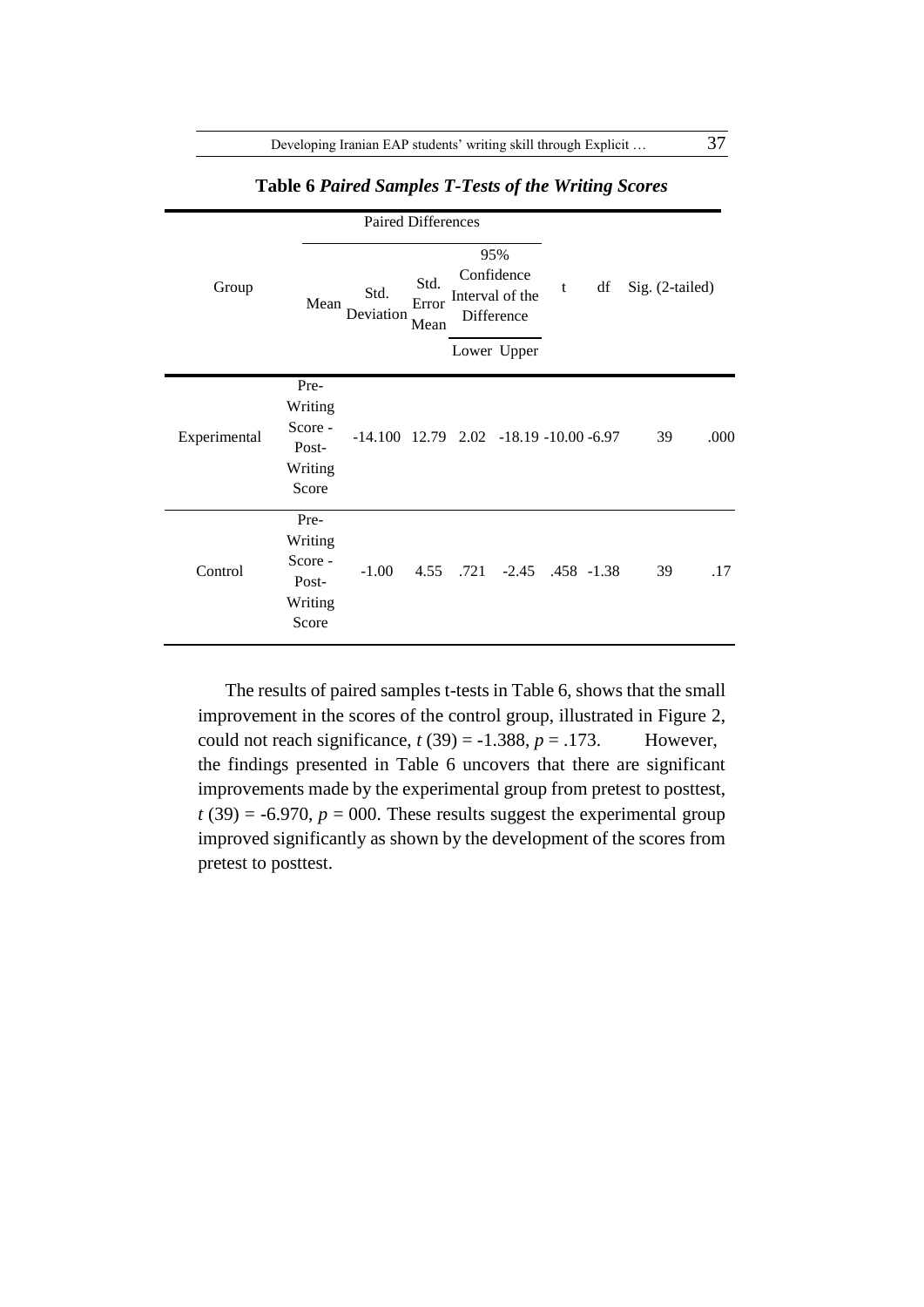**Table 6** ***Paired Samples T-Tests of the Writing Scores***

| Group | | Paired Differences | | | | | t | df | Sig. (2-tailed) |
|---|---|---|---|---|---|---|---|---|---|
| | | Mean | Std. Deviation | Std. Error Mean | 95% Confidence Interval of the Difference | | | | |
| | | | | | Lower | Upper | | | |
| Experimental | Pre-Writing Score - Post-Writing Score | -14.100 | 12.79 | 2.02 | -18.19 | -10.00 | -6.97 | 39 | .000 |
| Control | Pre-Writing Score - Post-Writing Score | -1.00 | 4.55 | .721 | -2.45 | .458 | -1.38 | 39 | .17 |

The results of paired samples t-tests in Table 6, shows that the small improvement in the scores of the control group, illustrated in Figure 2, could not reach significance, $t$ (39) = -1.388, $p$ = .173. However, the findings presented in Table 6 uncovers that there are significant improvements made by the experimental group from pretest to posttest, $t$ (39) = -6.970, $p$ = 000. These results suggest the experimental group improved significantly as shown by the development of the scores from pretest to posttest.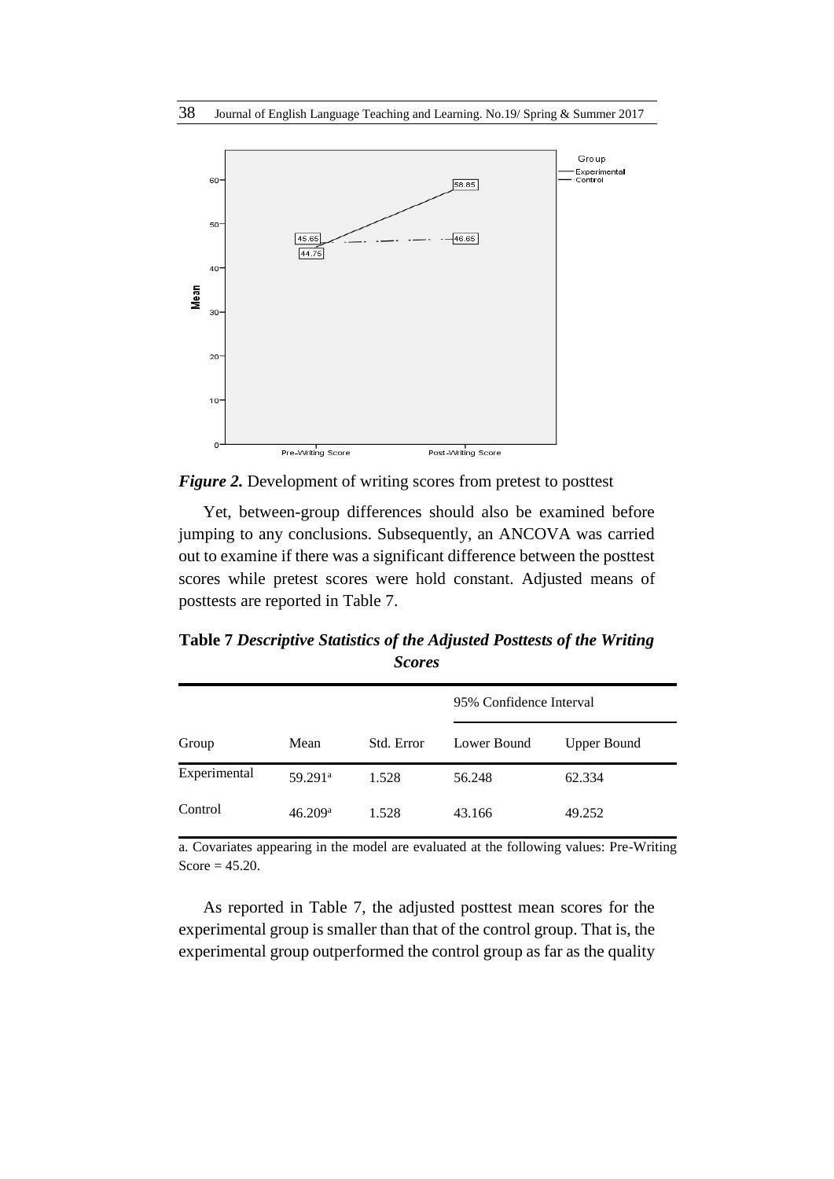*Figure 2.* Development of writing scores from pretest to posttest

Yet, between-group differences should also be examined before jumping to any conclusions. Subsequently, an ANCOVA was carried out to examine if there was a significant difference between the posttest scores while pretest scores were hold constant. Adjusted means of posttests are reported in Table 7.

**Table 7** ***Descriptive Statistics of the Adjusted Posttests of the Writing Scores***

| | | | 95% Confidence Interval | |
|---|---|---|---|---|
| Group | Mean | Std. Error | Lower Bound | Upper Bound |
| Experimental | 59.291[a] | 1.528 | 56.248 | 62.334 |
| Control | 46.209[a] | 1.528 | 43.166 | 49.252 |

a. Covariates appearing in the model are evaluated at the following values: Pre-Writing Score = 45.20.

As reported in Table 7, the adjusted posttest mean scores for the experimental group is smaller than that of the control group. That is, the experimental group outperformed the control group as far as the quality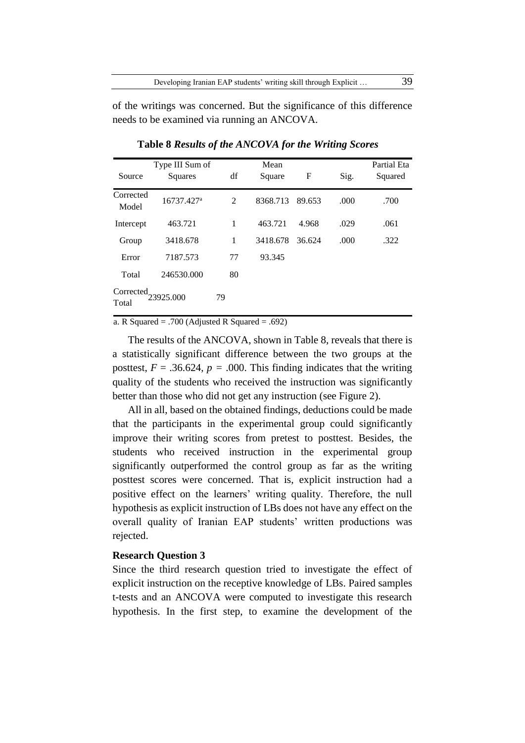of the writings was concerned. But the significance of this difference needs to be examined via running an ANCOVA.

**Table 8** ***Results of the ANCOVA for the Writing Scores***

| Source | Type III Sum of Squares | df | Mean Square | F | Sig. | Partial Eta Squared |
|---|---|---|---|---|---|---|
| Corrected Model | 16737.427[a] | 2 | 8368.713 | 89.653 | .000 | .700 |
| Intercept | 463.721 | 1 | 463.721 | 4.968 | .029 | .061 |
| Group | 3418.678 | 1 | 3418.678 | 36.624 | .000 | .322 |
| Error | 7187.573 | 77 | 93.345 | | | |
| Total | 246530.000 | 80 | | | | |
| Corrected Total | 23925.000 | 79 | | | | |

a. R Squared = .700 (Adjusted R Squared = .692)

The results of the ANCOVA, shown in Table 8, reveals that there is a statistically significant difference between the two groups at the posttest, $F$ = .36.624, $p$ = .000. This finding indicates that the writing quality of the students who received the instruction was significantly better than those who did not get any instruction (see Figure 2).

All in all, based on the obtained findings, deductions could be made that the participants in the experimental group could significantly improve their writing scores from pretest to posttest. Besides, the students who received instruction in the experimental group significantly outperformed the control group as far as the writing posttest scores were concerned. That is, explicit instruction had a positive effect on the learners' writing quality. Therefore, the null hypothesis as explicit instruction of LBs does not have any effect on the overall quality of Iranian EAP students' written productions was rejected.

**Research Question 3**

Since the third research question tried to investigate the effect of explicit instruction on the receptive knowledge of LBs. Paired samples t-tests and an ANCOVA were computed to investigate this research hypothesis. In the first step, to examine the development of the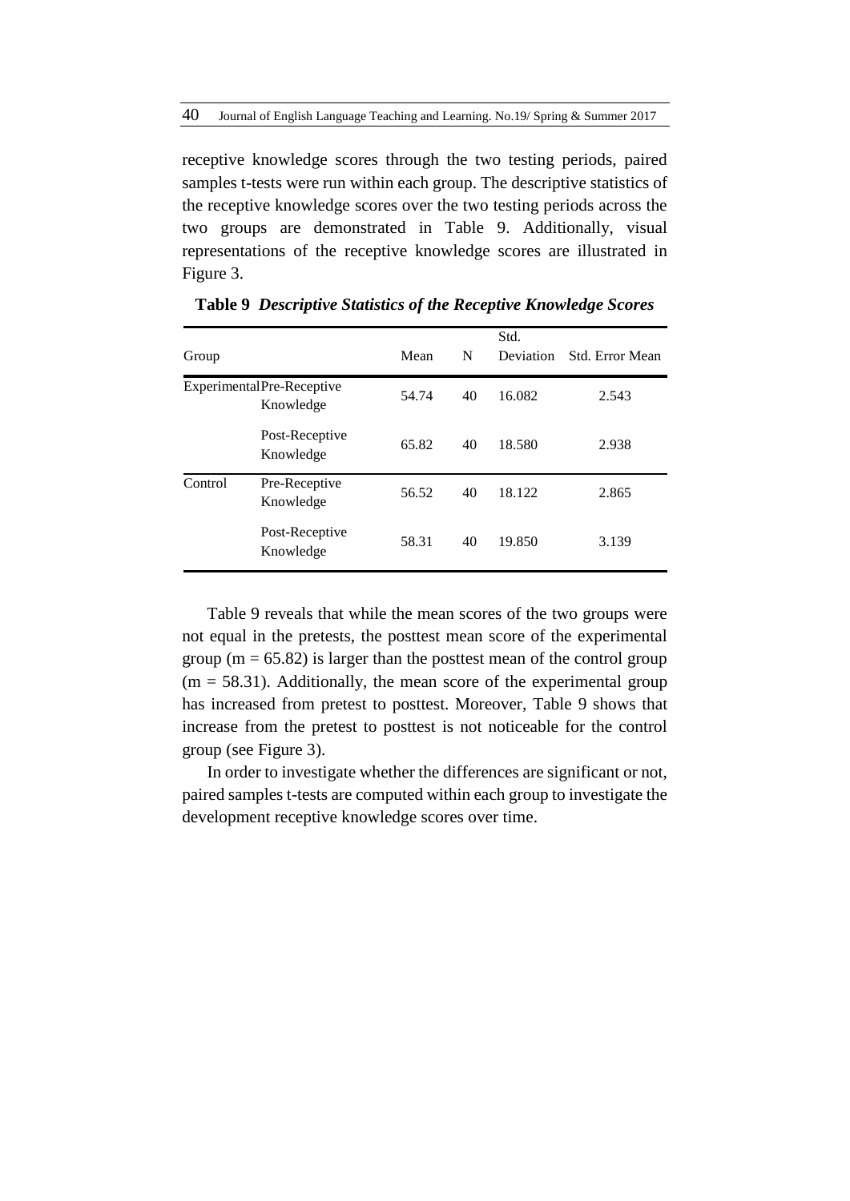receptive knowledge scores through the two testing periods, paired samples t-tests were run within each group. The descriptive statistics of the receptive knowledge scores over the two testing periods across the two groups are demonstrated in Table 9. Additionally, visual representations of the receptive knowledge scores are illustrated in Figure 3.

**Table 9** ***Descriptive Statistics of the Receptive Knowledge Scores***

| Group | | Mean | N | Std. Deviation | Std. Error Mean |
|---|---|---|---|---|---|
| Experimental | Pre-Receptive Knowledge | 54.74 | 40 | 16.082 | 2.543 |
| | Post-Receptive Knowledge | 65.82 | 40 | 18.580 | 2.938 |
| Control | Pre-Receptive Knowledge | 56.52 | 40 | 18.122 | 2.865 |
| | Post-Receptive Knowledge | 58.31 | 40 | 19.850 | 3.139 |

Table 9 reveals that while the mean scores of the two groups were not equal in the pretests, the posttest mean score of the experimental group (m = 65.82) is larger than the posttest mean of the control group (m = 58.31). Additionally, the mean score of the experimental group has increased from pretest to posttest. Moreover, Table 9 shows that increase from the pretest to posttest is not noticeable for the control group (see Figure 3).

In order to investigate whether the differences are significant or not, paired samples t-tests are computed within each group to investigate the development receptive knowledge scores over time.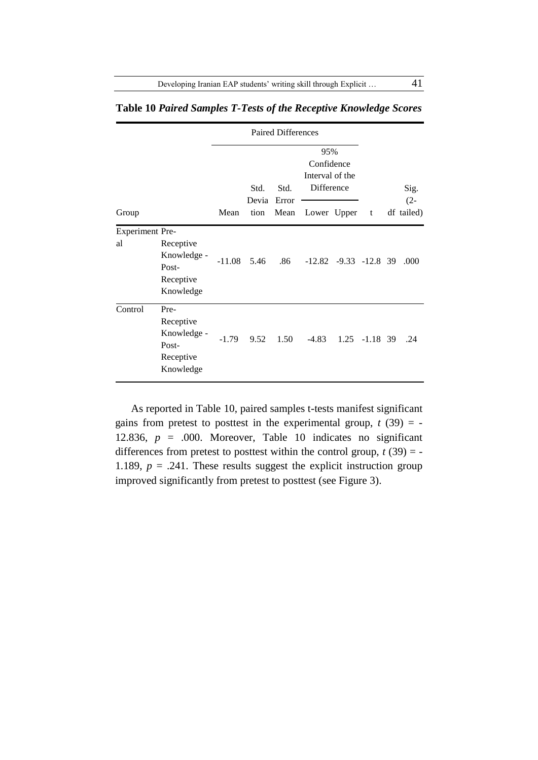**Table 10** ***Paired Samples T-Tests of the Receptive Knowledge Scores***

| Group | | Paired Differences | | | | | t | df | Sig. (2-tailed) |
|---|---|---|---|---|---|---|---|---|---|
| | | Mean | Std. Deviation | Std. Error Mean | 95% Confidence Interval of the Difference | | | | |
| | | | | | Lower | Upper | | | |
| Experimental | Pre-Receptive Knowledge - Post-Receptive Knowledge | -11.08 | 5.46 | .86 | -12.82 | -9.33 | -12.8 | 39 | .000 |
| Control | Pre-Receptive Knowledge - Post-Receptive Knowledge | -1.79 | 9.52 | 1.50 | -4.83 | 1.25 | -1.18 | 39 | .24 |

As reported in Table 10, paired samples t-tests manifest significant gains from pretest to posttest in the experimental group, $t$ (39) = -12.836, $p$ = .000. Moreover, Table 10 indicates no significant differences from pretest to posttest within the control group, $t$ (39) = -1.189, $p$ = .241. These results suggest the explicit instruction group improved significantly from pretest to posttest (see Figure 3).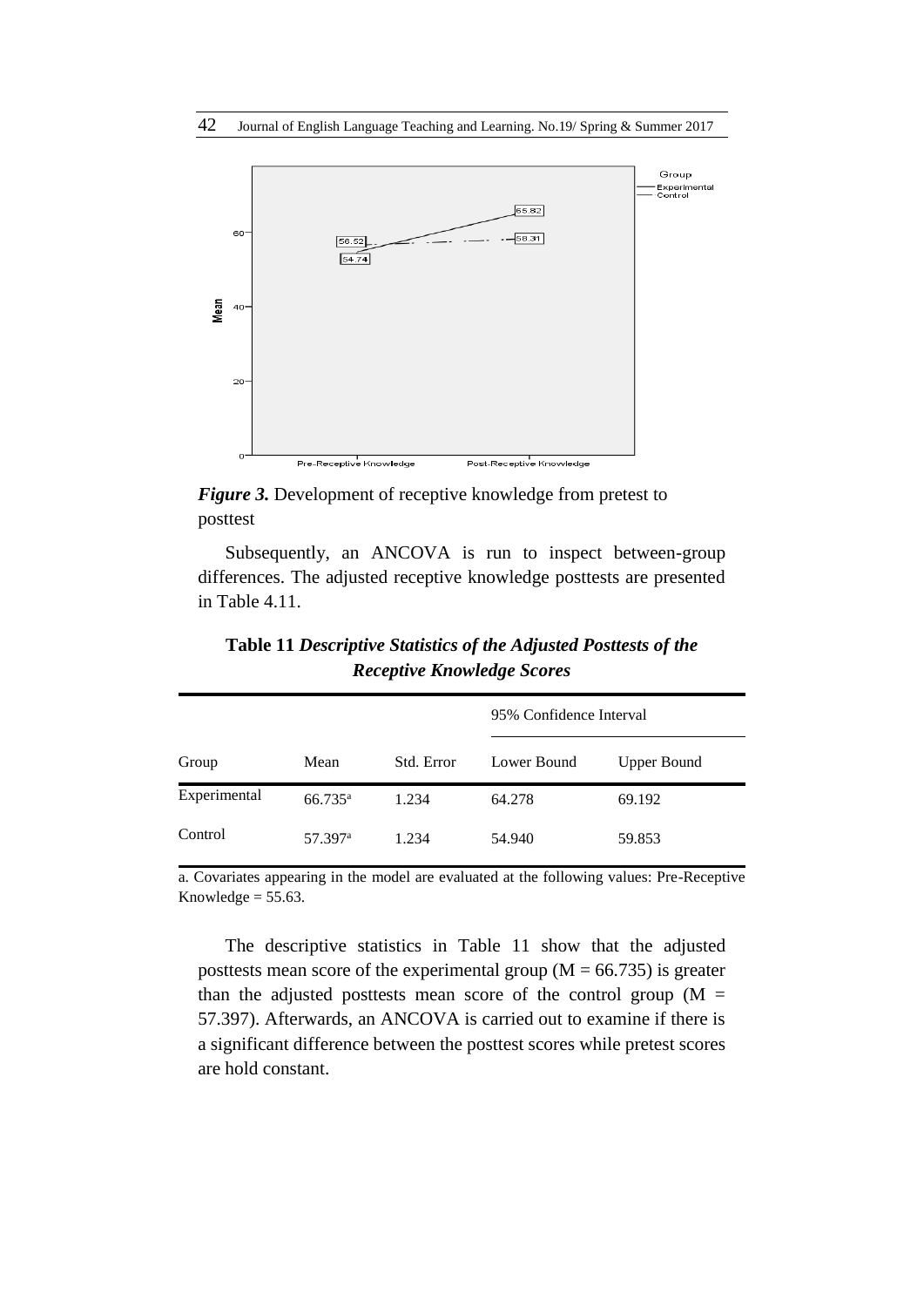*Figure 3.* Development of receptive knowledge from pretest to posttest

Subsequently, an ANCOVA is run to inspect between-group differences. The adjusted receptive knowledge posttests are presented in Table 4.11.

**Table 11** ***Descriptive Statistics of the Adjusted Posttests of the Receptive Knowledge Scores***

| | | | 95% Confidence Interval | |
|---|---|---|---|---|
| Group | Mean | Std. Error | Lower Bound | Upper Bound |
| Experimental | 66.735[a] | 1.234 | 64.278 | 69.192 |
| Control | 57.397[a] | 1.234 | 54.940 | 59.853 |

a. Covariates appearing in the model are evaluated at the following values: Pre-Receptive Knowledge = 55.63.

The descriptive statistics in Table 11 show that the adjusted posttests mean score of the experimental group (M = 66.735) is greater than the adjusted posttests mean score of the control group (M = 57.397). Afterwards, an ANCOVA is carried out to examine if there is a significant difference between the posttest scores while pretest scores are hold constant.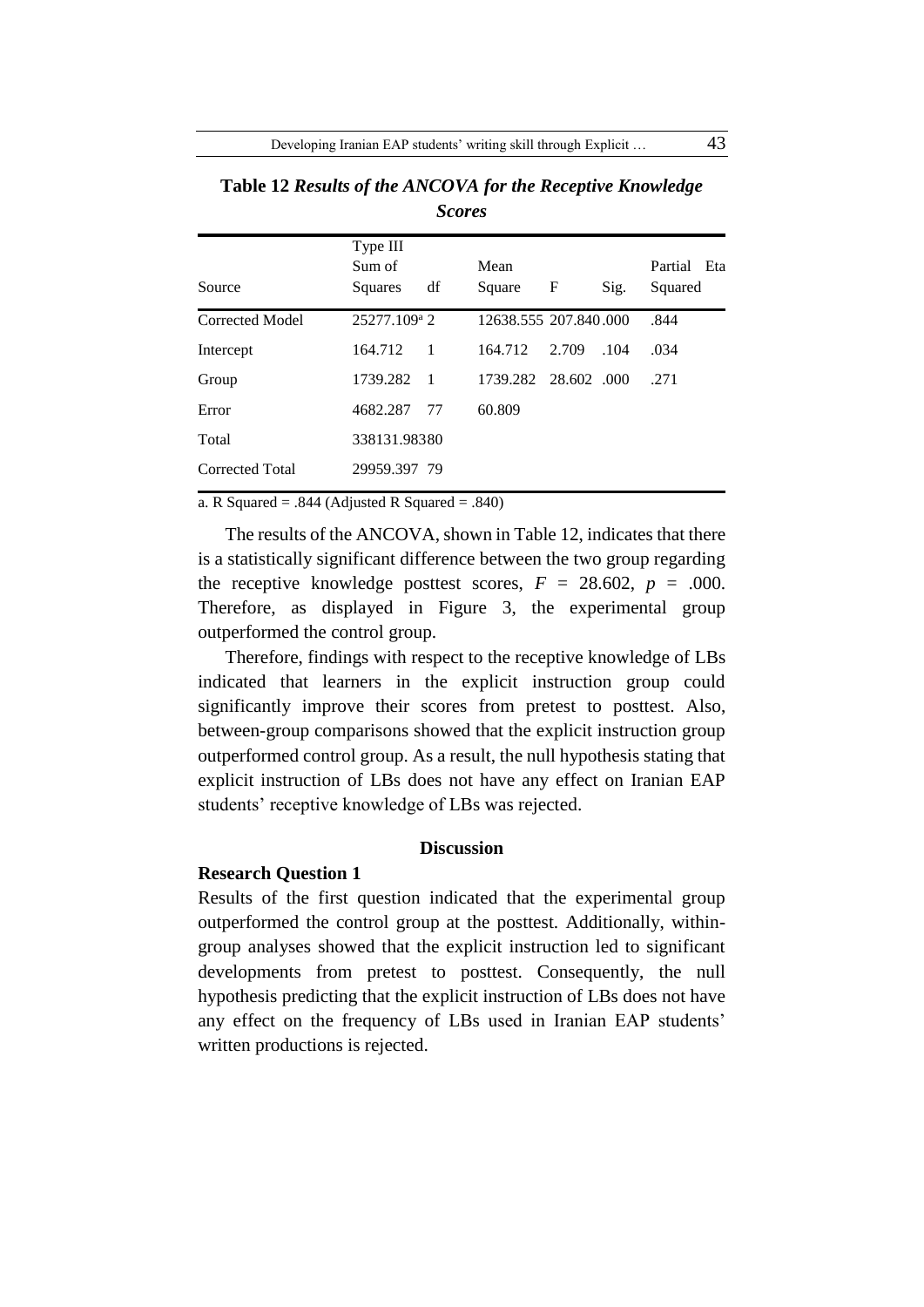**Table 12** ***Results of the ANCOVA for the Receptive Knowledge Scores***

| Source | Type III Sum of Squares | df | Mean Square | F | Sig. | Partial Eta Squared |
|---|---|---|---|---|---|---|
| Corrected Model | 25277.109[a] | 2 | 12638.555 | 207.840 | .000 | .844 |
| Intercept | 164.712 | 1 | 164.712 | 2.709 | .104 | .034 |
| Group | 1739.282 | 1 | 1739.282 | 28.602 | .000 | .271 |
| Error | 4682.287 | 77 | 60.809 | | | |
| Total | 338131.983 | 80 | | | | |
| Corrected Total | 29959.397 | 79 | | | | |

a. R Squared = .844 (Adjusted R Squared = .840)

The results of the ANCOVA, shown in Table 12, indicates that there is a statistically significant difference between the two group regarding the receptive knowledge posttest scores, $F$ = 28.602, $p$ = .000. Therefore, as displayed in Figure 3, the experimental group outperformed the control group.

Therefore, findings with respect to the receptive knowledge of LBs indicated that learners in the explicit instruction group could significantly improve their scores from pretest to posttest. Also, between-group comparisons showed that the explicit instruction group outperformed control group. As a result, the null hypothesis stating that explicit instruction of LBs does not have any effect on Iranian EAP students' receptive knowledge of LBs was rejected.

## Discussion

### Research Question 1

Results of the first question indicated that the experimental group outperformed the control group at the posttest. Additionally, within-group analyses showed that the explicit instruction led to significant developments from pretest to posttest. Consequently, the null hypothesis predicting that the explicit instruction of LBs does not have any effect on the frequency of LBs used in Iranian EAP students' written productions is rejected.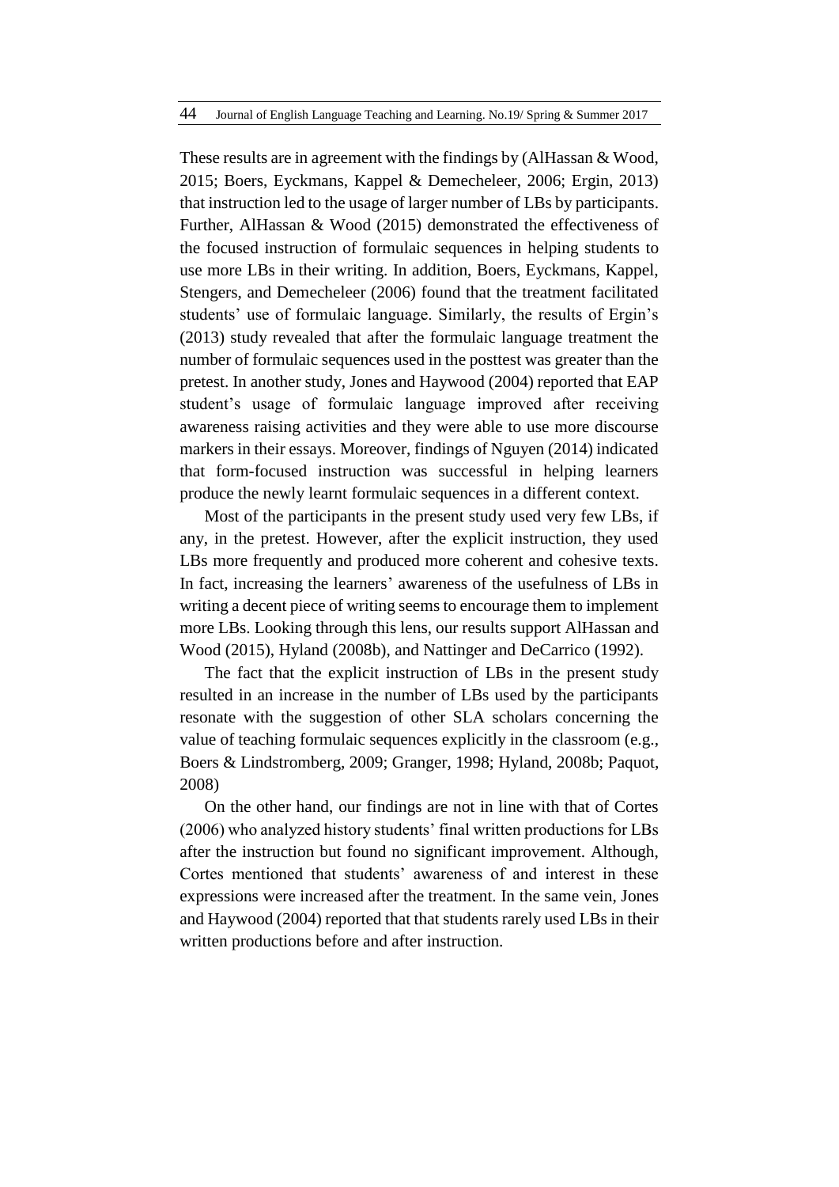These results are in agreement with the findings by (AlHassan & Wood, 2015; Boers, Eyckmans, Kappel & Demecheleer, 2006; Ergin, 2013) that instruction led to the usage of larger number of LBs by participants. Further, AlHassan & Wood (2015) demonstrated the effectiveness of the focused instruction of formulaic sequences in helping students to use more LBs in their writing. In addition, Boers, Eyckmans, Kappel, Stengers, and Demecheleer (2006) found that the treatment facilitated students' use of formulaic language. Similarly, the results of Ergin's (2013) study revealed that after the formulaic language treatment the number of formulaic sequences used in the posttest was greater than the pretest. In another study, Jones and Haywood (2004) reported that EAP student's usage of formulaic language improved after receiving awareness raising activities and they were able to use more discourse markers in their essays. Moreover, findings of Nguyen (2014) indicated that form-focused instruction was successful in helping learners produce the newly learnt formulaic sequences in a different context.

Most of the participants in the present study used very few LBs, if any, in the pretest. However, after the explicit instruction, they used LBs more frequently and produced more coherent and cohesive texts. In fact, increasing the learners' awareness of the usefulness of LBs in writing a decent piece of writing seems to encourage them to implement more LBs. Looking through this lens, our results support AlHassan and Wood (2015), Hyland (2008b), and Nattinger and DeCarrico (1992).

The fact that the explicit instruction of LBs in the present study resulted in an increase in the number of LBs used by the participants resonate with the suggestion of other SLA scholars concerning the value of teaching formulaic sequences explicitly in the classroom (e.g., Boers & Lindstromberg, 2009; Granger, 1998; Hyland, 2008b; Paquot, 2008)

On the other hand, our findings are not in line with that of Cortes (2006) who analyzed history students' final written productions for LBs after the instruction but found no significant improvement. Although, Cortes mentioned that students' awareness of and interest in these expressions were increased after the treatment. In the same vein, Jones and Haywood (2004) reported that that students rarely used LBs in their written productions before and after instruction.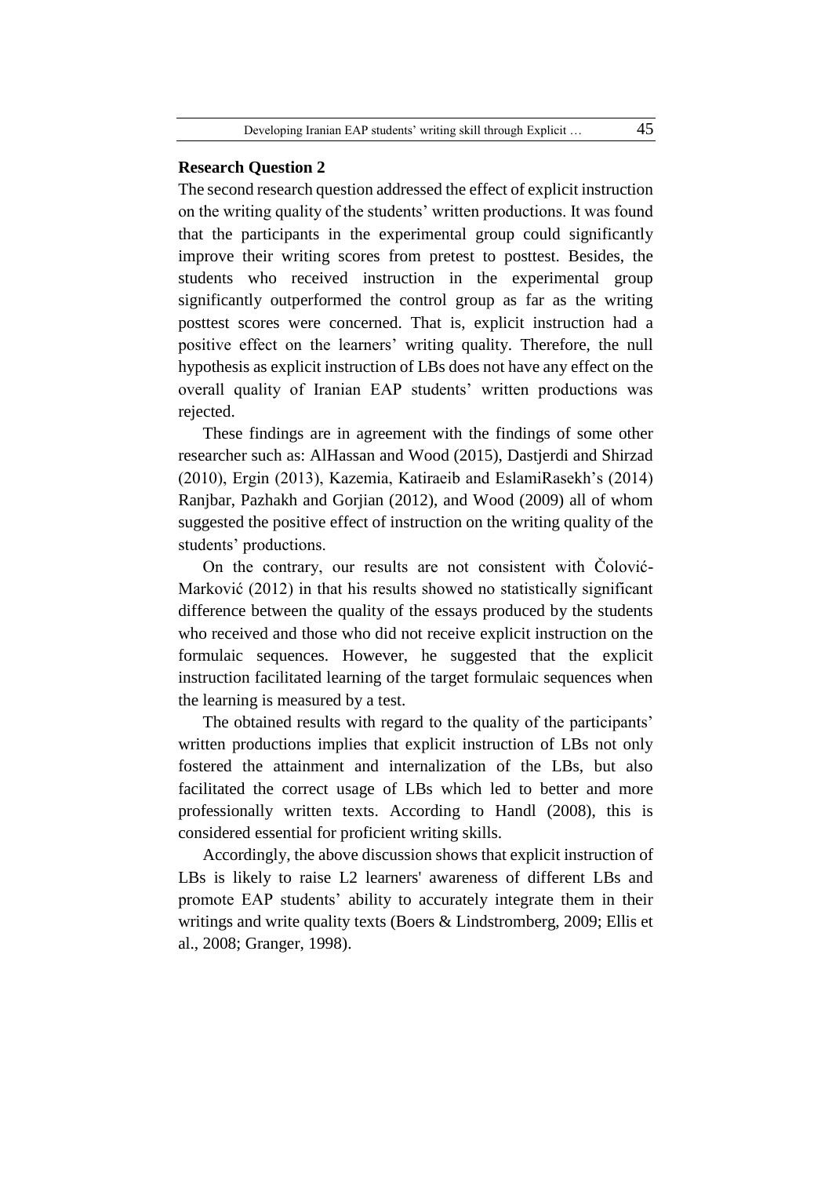**Research Question 2**

The second research question addressed the effect of explicit instruction on the writing quality of the students' written productions. It was found that the participants in the experimental group could significantly improve their writing scores from pretest to posttest. Besides, the students who received instruction in the experimental group significantly outperformed the control group as far as the writing posttest scores were concerned. That is, explicit instruction had a positive effect on the learners' writing quality. Therefore, the null hypothesis as explicit instruction of LBs does not have any effect on the overall quality of Iranian EAP students' written productions was rejected.

These findings are in agreement with the findings of some other researcher such as: AlHassan and Wood (2015), Dastjerdi and Shirzad (2010), Ergin (2013), Kazemia, Katiraeib and EslamiRasekh's (2014) Ranjbar, Pazhakh and Gorjian (2012), and Wood (2009) all of whom suggested the positive effect of instruction on the writing quality of the students' productions.

On the contrary, our results are not consistent with Čolović-Marković (2012) in that his results showed no statistically significant difference between the quality of the essays produced by the students who received and those who did not receive explicit instruction on the formulaic sequences. However, he suggested that the explicit instruction facilitated learning of the target formulaic sequences when the learning is measured by a test.

The obtained results with regard to the quality of the participants' written productions implies that explicit instruction of LBs not only fostered the attainment and internalization of the LBs, but also facilitated the correct usage of LBs which led to better and more professionally written texts. According to Handl (2008), this is considered essential for proficient writing skills.

Accordingly, the above discussion shows that explicit instruction of LBs is likely to raise L2 learners' awareness of different LBs and promote EAP students' ability to accurately integrate them in their writings and write quality texts (Boers & Lindstromberg, 2009; Ellis et al., 2008; Granger, 1998).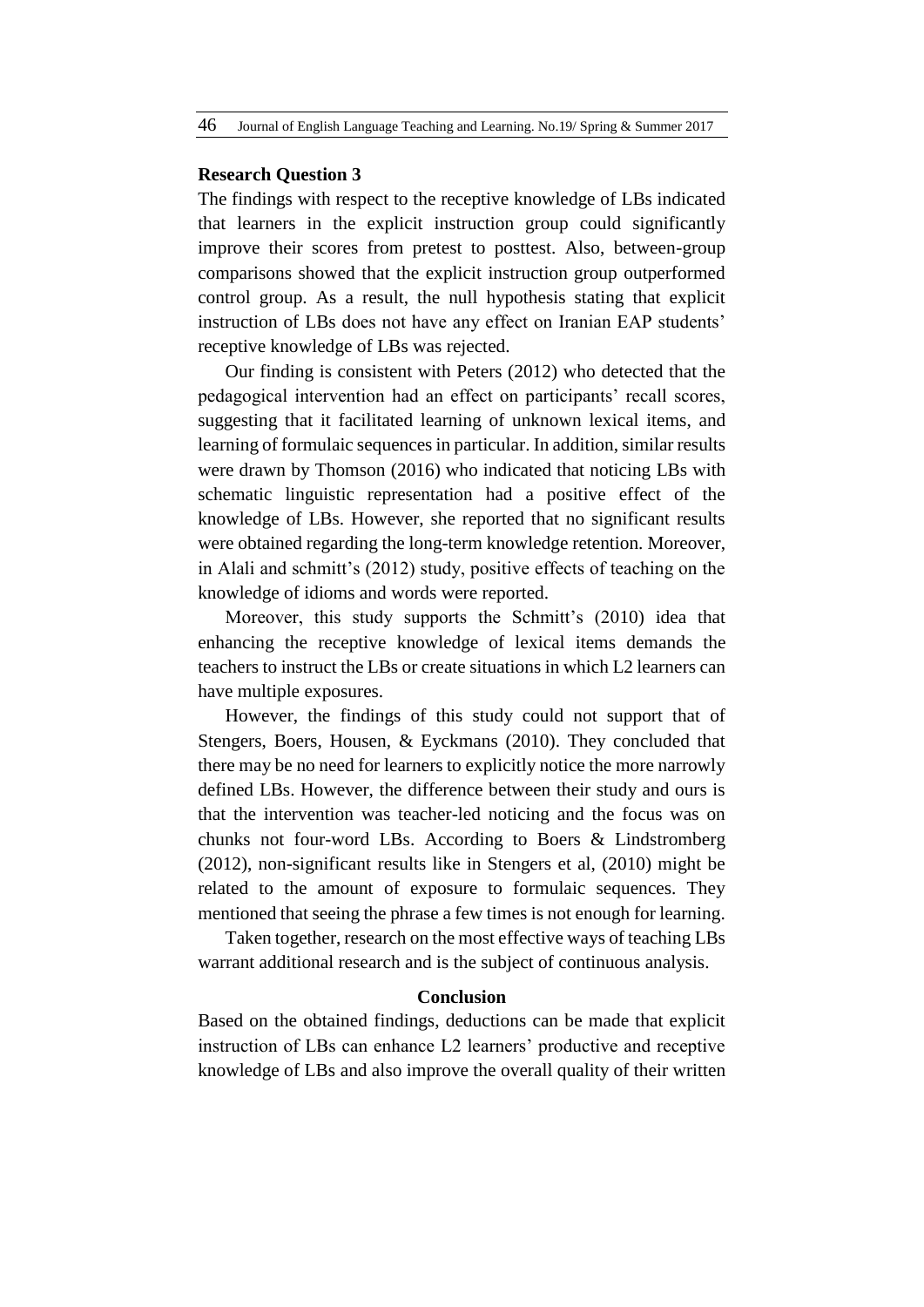**Research Question 3**

The findings with respect to the receptive knowledge of LBs indicated that learners in the explicit instruction group could significantly improve their scores from pretest to posttest. Also, between-group comparisons showed that the explicit instruction group outperformed control group. As a result, the null hypothesis stating that explicit instruction of LBs does not have any effect on Iranian EAP students' receptive knowledge of LBs was rejected.

Our finding is consistent with Peters (2012) who detected that the pedagogical intervention had an effect on participants' recall scores, suggesting that it facilitated learning of unknown lexical items, and learning of formulaic sequences in particular. In addition, similar results were drawn by Thomson (2016) who indicated that noticing LBs with schematic linguistic representation had a positive effect of the knowledge of LBs. However, she reported that no significant results were obtained regarding the long-term knowledge retention. Moreover, in Alali and schmitt's (2012) study, positive effects of teaching on the knowledge of idioms and words were reported.

Moreover, this study supports the Schmitt's (2010) idea that enhancing the receptive knowledge of lexical items demands the teachers to instruct the LBs or create situations in which L2 learners can have multiple exposures.

However, the findings of this study could not support that of Stengers, Boers, Housen, & Eyckmans (2010). They concluded that there may be no need for learners to explicitly notice the more narrowly defined LBs. However, the difference between their study and ours is that the intervention was teacher-led noticing and the focus was on chunks not four-word LBs. According to Boers & Lindstromberg (2012), non-significant results like in Stengers et al, (2010) might be related to the amount of exposure to formulaic sequences. They mentioned that seeing the phrase a few times is not enough for learning.

Taken together, research on the most effective ways of teaching LBs warrant additional research and is the subject of continuous analysis.

## Conclusion

Based on the obtained findings, deductions can be made that explicit instruction of LBs can enhance L2 learners' productive and receptive knowledge of LBs and also improve the overall quality of their written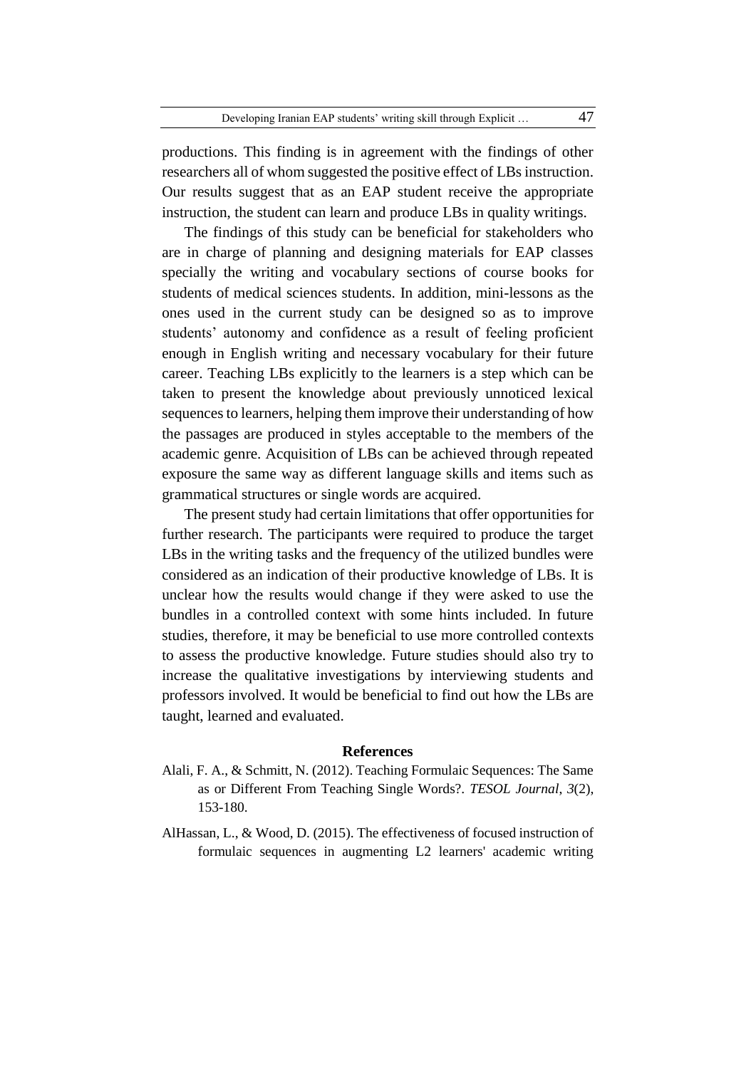productions. This finding is in agreement with the findings of other researchers all of whom suggested the positive effect of LBs instruction. Our results suggest that as an EAP student receive the appropriate instruction, the student can learn and produce LBs in quality writings.

The findings of this study can be beneficial for stakeholders who are in charge of planning and designing materials for EAP classes specially the writing and vocabulary sections of course books for students of medical sciences students. In addition, mini-lessons as the ones used in the current study can be designed so as to improve students' autonomy and confidence as a result of feeling proficient enough in English writing and necessary vocabulary for their future career. Teaching LBs explicitly to the learners is a step which can be taken to present the knowledge about previously unnoticed lexical sequences to learners, helping them improve their understanding of how the passages are produced in styles acceptable to the members of the academic genre. Acquisition of LBs can be achieved through repeated exposure the same way as different language skills and items such as grammatical structures or single words are acquired.

The present study had certain limitations that offer opportunities for further research. The participants were required to produce the target LBs in the writing tasks and the frequency of the utilized bundles were considered as an indication of their productive knowledge of LBs. It is unclear how the results would change if they were asked to use the bundles in a controlled context with some hints included. In future studies, therefore, it may be beneficial to use more controlled contexts to assess the productive knowledge. Future studies should also try to increase the qualitative investigations by interviewing students and professors involved. It would be beneficial to find out how the LBs are taught, learned and evaluated.

## References

Alali, F. A., & Schmitt, N. (2012). Teaching Formulaic Sequences: The Same as or Different From Teaching Single Words?. *TESOL Journal*, *3*(2), 153-180.

AlHassan, L., & Wood, D. (2015). The effectiveness of focused instruction of formulaic sequences in augmenting L2 learners' academic writing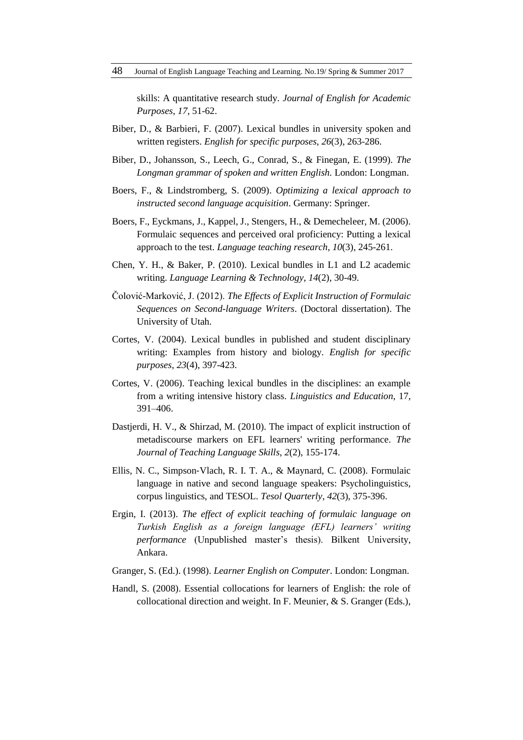skills: A quantitative research study. *Journal of English for Academic Purposes*, *17*, 51-62.

Biber, D., & Barbieri, F. (2007). Lexical bundles in university spoken and written registers. *English for specific purposes*, *26*(3), 263-286.

Biber, D., Johansson, S., Leech, G., Conrad, S., & Finegan, E. (1999). *The Longman grammar of spoken and written English.* London: Longman.

Boers, F., & Lindstromberg, S. (2009). *Optimizing a lexical approach to instructed second language acquisition*. Germany: Springer.

Boers, F., Eyckmans, J., Kappel, J., Stengers, H., & Demecheleer, M. (2006). Formulaic sequences and perceived oral proficiency: Putting a lexical approach to the test. *Language teaching research*, *10*(3), 245-261.

Chen, Y. H., & Baker, P. (2010). Lexical bundles in L1 and L2 academic writing. *Language Learning & Technology*, *14*(2), 30-49.

Čolović-Marković, J. (2012). *The Effects of Explicit Instruction of Formulaic Sequences on Second-language Writers*. (Doctoral dissertation). The University of Utah.

Cortes, V. (2004). Lexical bundles in published and student disciplinary writing: Examples from history and biology. *English for specific purposes*, *23*(4), 397-423.

Cortes, V. (2006). Teaching lexical bundles in the disciplines: an example from a writing intensive history class. *Linguistics and Education*, 17, 391–406.

Dastjerdi, H. V., & Shirzad, M. (2010). The impact of explicit instruction of metadiscourse markers on EFL learners' writing performance. *The Journal of Teaching Language Skills*, *2*(2), 155-174.

Ellis, N. C., Simpson‐Vlach, R. I. T. A., & Maynard, C. (2008). Formulaic language in native and second language speakers: Psycholinguistics, corpus linguistics, and TESOL. *Tesol Quarterly*, *42*(3), 375-396.

Ergin, I. (2013). *The effect of explicit teaching of formulaic language on Turkish English as a foreign language (EFL) learners' writing performance* (Unpublished master's thesis). Bilkent University, Ankara.

Granger, S. (Ed.). (1998). *Learner English on Computer*. London: Longman.

Handl, S. (2008). Essential collocations for learners of English: the role of collocational direction and weight. In F. Meunier, & S. Granger (Eds.),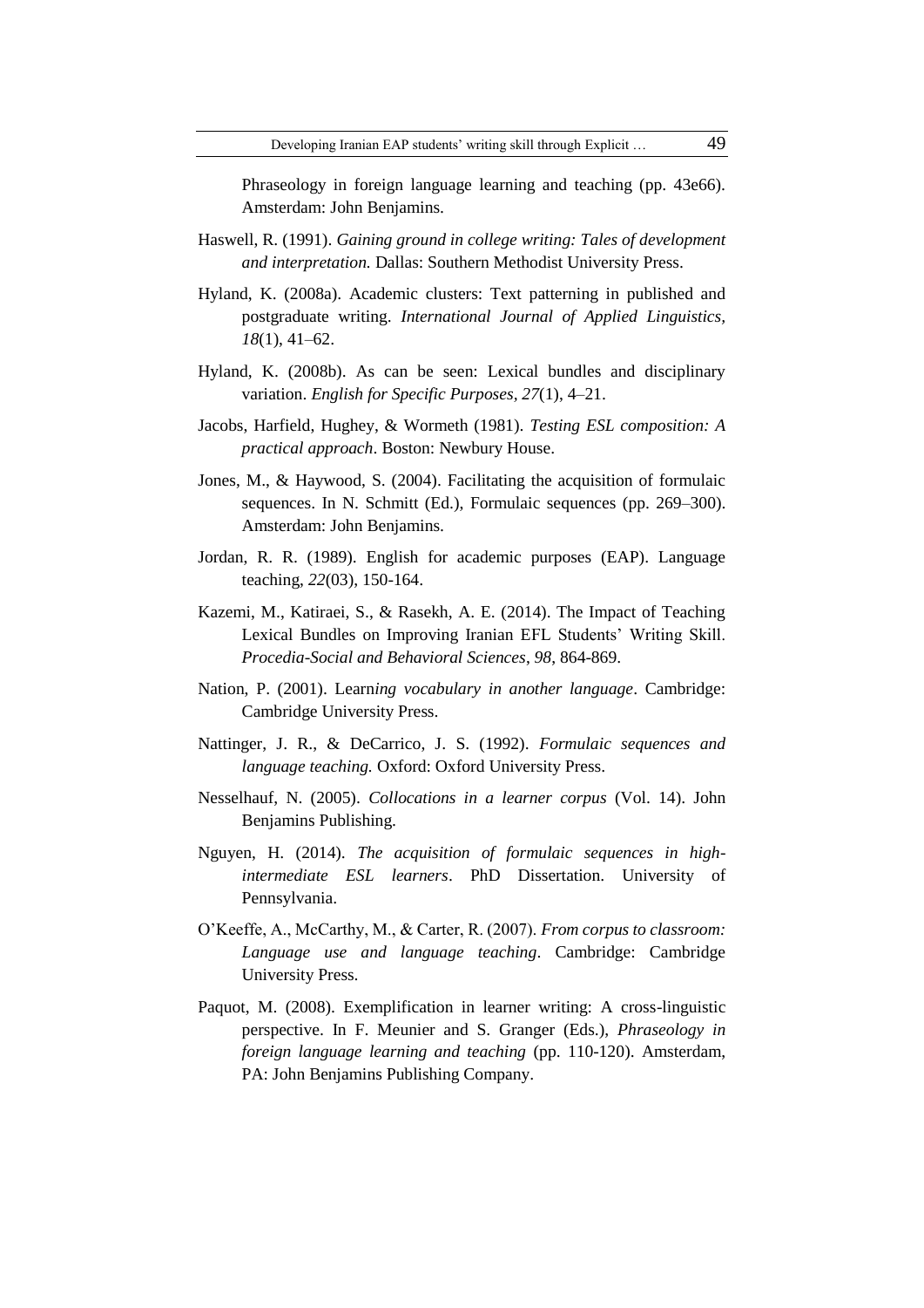Phraseology in foreign language learning and teaching (pp. 43e66). Amsterdam: John Benjamins.

Haswell, R. (1991). *Gaining ground in college writing: Tales of development and interpretation.* Dallas: Southern Methodist University Press.

Hyland, K. (2008a). Academic clusters: Text patterning in published and postgraduate writing. *International Journal of Applied Linguistics, 18*(1), 41–62.

Hyland, K. (2008b). As can be seen: Lexical bundles and disciplinary variation. *English for Specific Purposes, 27*(1), 4–21.

Jacobs, Harfield, Hughey, & Wormeth (1981). *Testing ESL composition: A practical approach*. Boston: Newbury House.

Jones, M., & Haywood, S. (2004). Facilitating the acquisition of formulaic sequences. In N. Schmitt (Ed.), Formulaic sequences (pp. 269–300). Amsterdam: John Benjamins.

Jordan, R. R. (1989). English for academic purposes (EAP). Language teaching, *22*(03), 150-164.

Kazemi, M., Katiraei, S., & Rasekh, A. E. (2014). The Impact of Teaching Lexical Bundles on Improving Iranian EFL Students' Writing Skill. *Procedia-Social and Behavioral Sciences*, *98*, 864-869.

Nation, P. (2001). Learn*ing vocabulary in another language*. Cambridge: Cambridge University Press.

Nattinger, J. R., & DeCarrico, J. S. (1992). *Formulaic sequences and language teaching.* Oxford: Oxford University Press.

Nesselhauf, N. (2005). *Collocations in a learner corpus* (Vol. 14). John Benjamins Publishing.

Nguyen, H. (2014). *The acquisition of formulaic sequences in high-intermediate ESL learners*. PhD Dissertation. University of Pennsylvania.

O'Keeffe, A., McCarthy, M., & Carter, R. (2007). *From corpus to classroom: Language use and language teaching*. Cambridge: Cambridge University Press.

Paquot, M. (2008). Exemplification in learner writing: A cross-linguistic perspective. In F. Meunier and S. Granger (Eds.), *Phraseology in foreign language learning and teaching* (pp. 110-120). Amsterdam, PA: John Benjamins Publishing Company.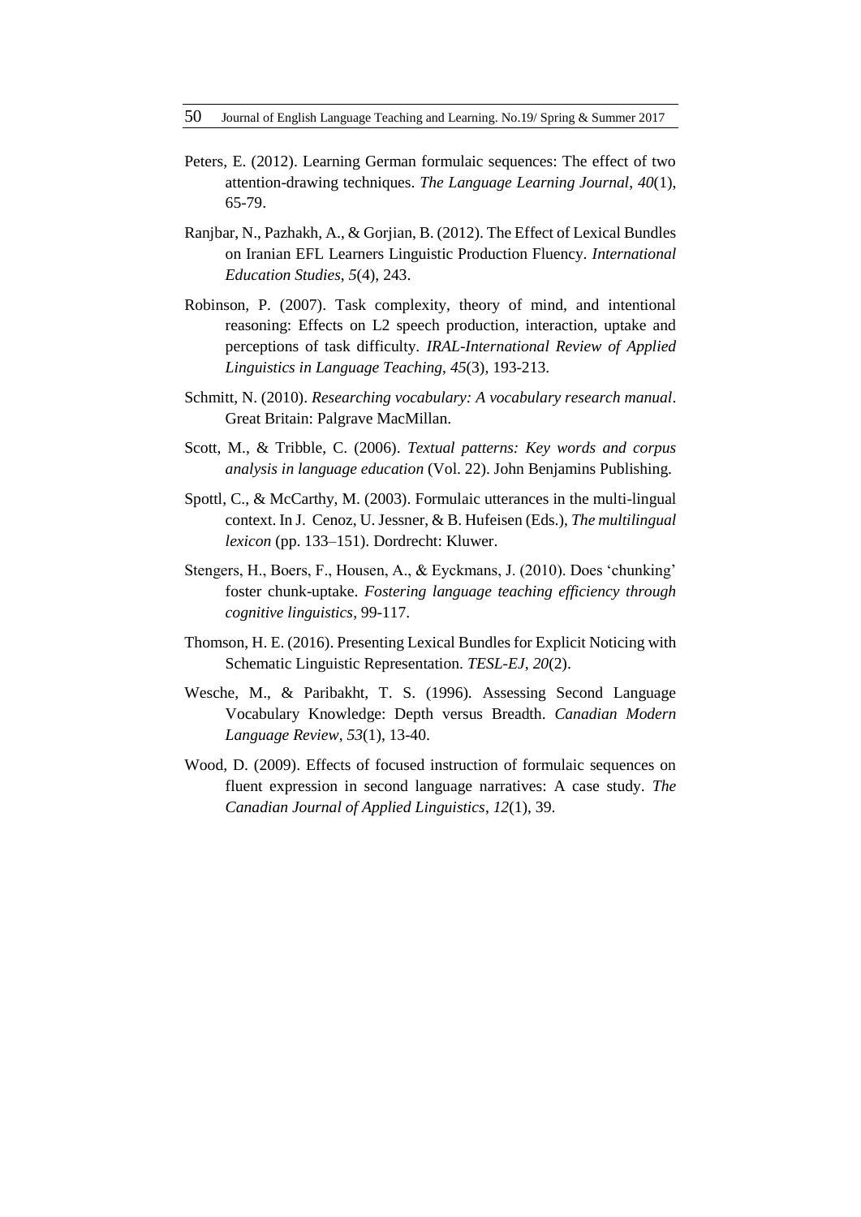Peters, E. (2012). Learning German formulaic sequences: The effect of two attention-drawing techniques. *The Language Learning Journal*, *40*(1), 65-79.

Ranjbar, N., Pazhakh, A., & Gorjian, B. (2012). The Effect of Lexical Bundles on Iranian EFL Learners Linguistic Production Fluency. *International Education Studies*, *5*(4), 243.

Robinson, P. (2007). Task complexity, theory of mind, and intentional reasoning: Effects on L2 speech production, interaction, uptake and perceptions of task difficulty. *IRAL-International Review of Applied Linguistics in Language Teaching*, *45*(3), 193-213.

Schmitt, N. (2010). *Researching vocabulary: A vocabulary research manual*. Great Britain: Palgrave MacMillan.

Scott, M., & Tribble, C. (2006). *Textual patterns: Key words and corpus analysis in language education* (Vol. 22). John Benjamins Publishing.

Spottl, C., & McCarthy, M. (2003). Formulaic utterances in the multi-lingual context. In J. Cenoz, U. Jessner, & B. Hufeisen (Eds.), *The multilingual lexicon* (pp. 133–151). Dordrecht: Kluwer.

Stengers, H., Boers, F., Housen, A., & Eyckmans, J. (2010). Does 'chunking' foster chunk-uptake. *Fostering language teaching efficiency through cognitive linguistics*, 99-117.

Thomson, H. E. (2016). Presenting Lexical Bundles for Explicit Noticing with Schematic Linguistic Representation. *TESL-EJ*, *20*(2).

Wesche, M., & Paribakht, T. S. (1996). Assessing Second Language Vocabulary Knowledge: Depth versus Breadth. *Canadian Modern Language Review*, *53*(1), 13-40.

Wood, D. (2009). Effects of focused instruction of formulaic sequences on fluent expression in second language narratives: A case study. *The Canadian Journal of Applied Linguistics*, *12*(1), 39.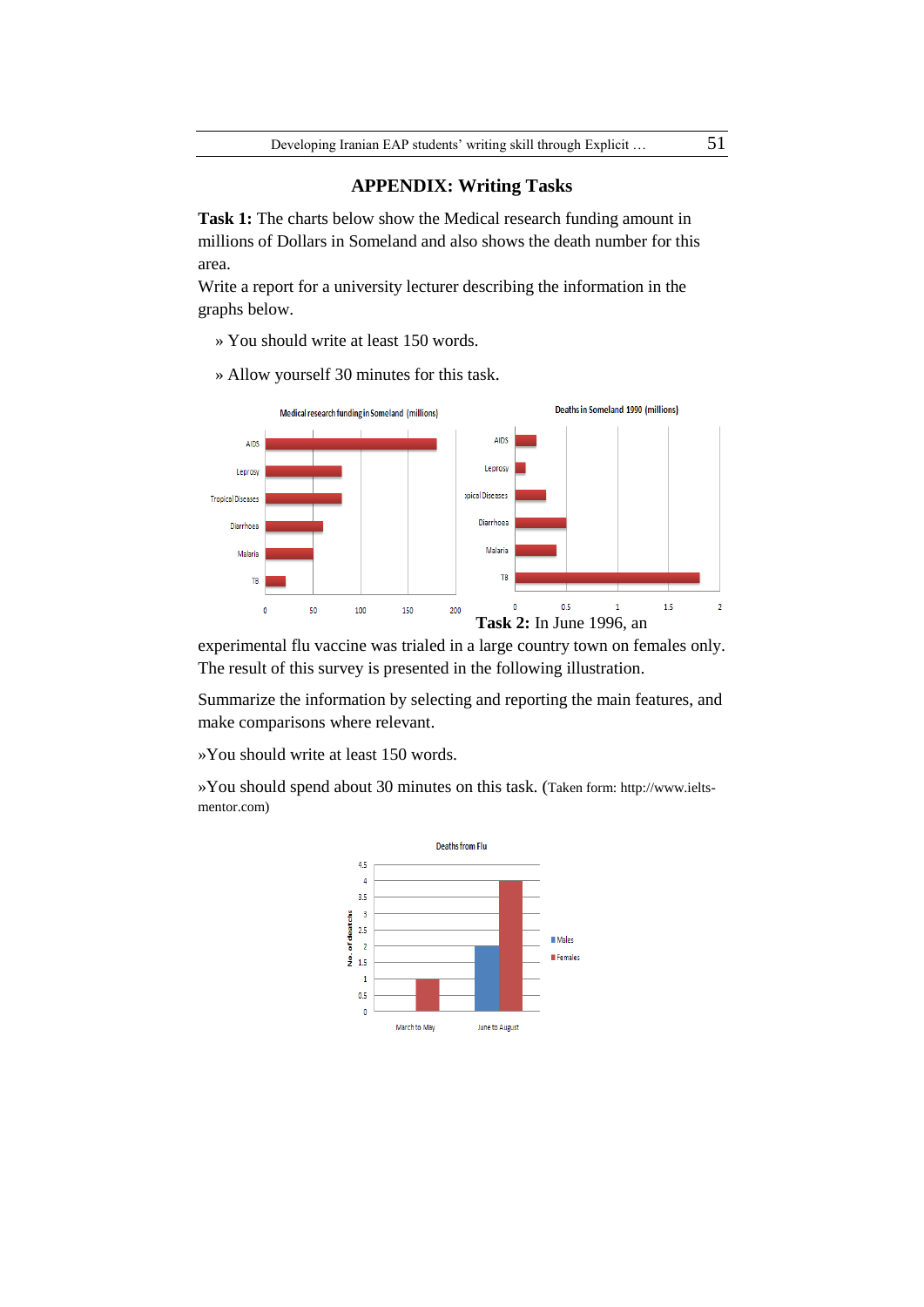## APPENDIX: Writing Tasks

**Task 1:** The charts below show the Medical research funding amount in millions of Dollars in Someland and also shows the death number for this area.

Write a report for a university lecturer describing the information in the graphs below.

» You should write at least 150 words.

» Allow yourself 30 minutes for this task.

**Task 2:** In June 1996, an experimental flu vaccine was trialed in a large country town on females only. The result of this survey is presented in the following illustration.

Summarize the information by selecting and reporting the main features, and make comparisons where relevant.

»You should write at least 150 words.

»You should spend about 30 minutes on this task. (Taken form: http://www.ielts-mentor.com)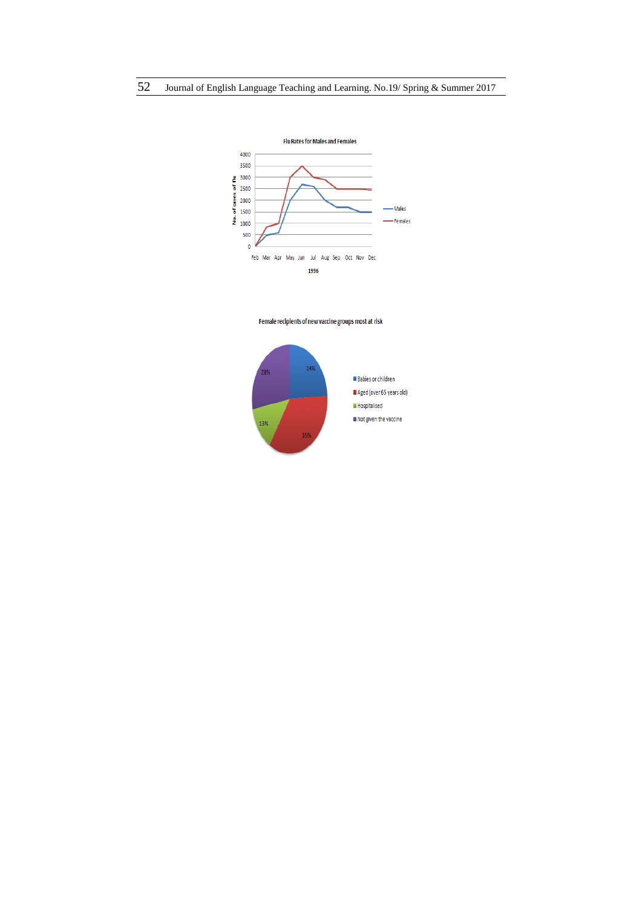Flu Rates for Males and Females

No. of cases of flu

4000
3500
3000
2500
2000
1500
1000
500
0

Feb Mar Apr May Jun Jul Aug Sep Oct Nov Dec

1996

Males
Females

Female recipients of new vaccine groups most at risk

24%
35%
13%
28%

Babies or children
Aged (over 65 years old)
Hospitalised
Not given the vaccine